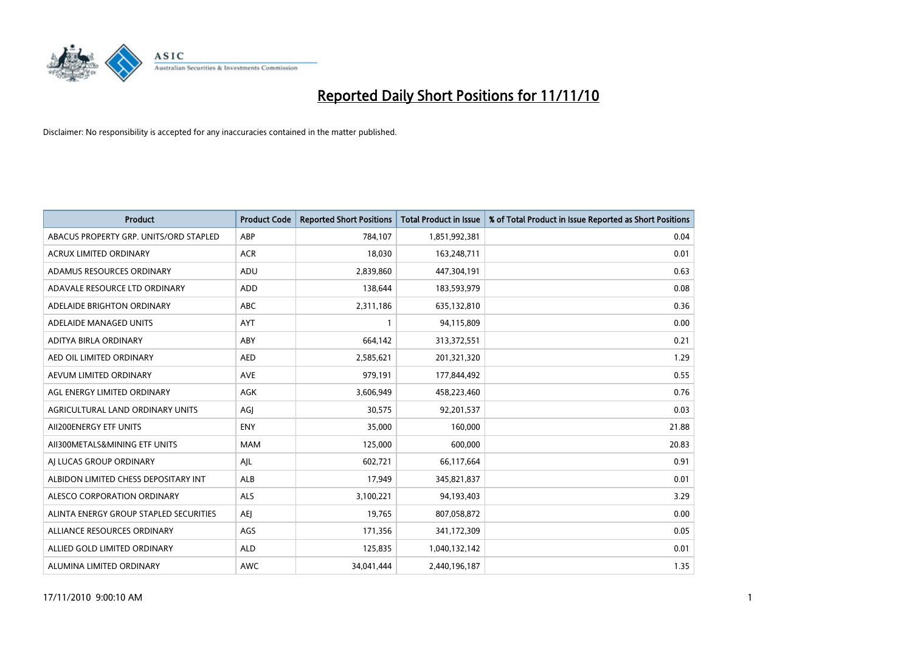# Reported Daily Short Positions for 11/11/10

Disclaimer: No responsibility is accepted for any inaccuracies contained in the matter published.

| Product | Product Code | Reported Short Positions | Total Product in Issue | % of Total Product in Issue Reported as Short Positions |
|---|---|---|---|---|
| ABACUS PROPERTY GRP. UNITS/ORD STAPLED | ABP | 784,107 | 1,851,992,381 | 0.04 |
| ACRUX LIMITED ORDINARY | ACR | 18,030 | 163,248,711 | 0.01 |
| ADAMUS RESOURCES ORDINARY | ADU | 2,839,860 | 447,304,191 | 0.63 |
| ADAVALE RESOURCE LTD ORDINARY | ADD | 138,644 | 183,593,979 | 0.08 |
| ADELAIDE BRIGHTON ORDINARY | ABC | 2,311,186 | 635,132,810 | 0.36 |
| ADELAIDE MANAGED UNITS | AYT | 1 | 94,115,809 | 0.00 |
| ADITYA BIRLA ORDINARY | ABY | 664,142 | 313,372,551 | 0.21 |
| AED OIL LIMITED ORDINARY | AED | 2,585,621 | 201,321,320 | 1.29 |
| AEVUM LIMITED ORDINARY | AVE | 979,191 | 177,844,492 | 0.55 |
| AGL ENERGY LIMITED ORDINARY | AGK | 3,606,949 | 458,223,460 | 0.76 |
| AGRICULTURAL LAND ORDINARY UNITS | AGJ | 30,575 | 92,201,537 | 0.03 |
| AII200ENERGY ETF UNITS | ENY | 35,000 | 160,000 | 21.88 |
| AII300METALS&MINING ETF UNITS | MAM | 125,000 | 600,000 | 20.83 |
| AJ LUCAS GROUP ORDINARY | AJL | 602,721 | 66,117,664 | 0.91 |
| ALBIDON LIMITED CHESS DEPOSITARY INT | ALB | 17,949 | 345,821,837 | 0.01 |
| ALESCO CORPORATION ORDINARY | ALS | 3,100,221 | 94,193,403 | 3.29 |
| ALINTA ENERGY GROUP STAPLED SECURITIES | AEJ | 19,765 | 807,058,872 | 0.00 |
| ALLIANCE RESOURCES ORDINARY | AGS | 171,356 | 341,172,309 | 0.05 |
| ALLIED GOLD LIMITED ORDINARY | ALD | 125,835 | 1,040,132,142 | 0.01 |
| ALUMINA LIMITED ORDINARY | AWC | 34,041,444 | 2,440,196,187 | 1.35 |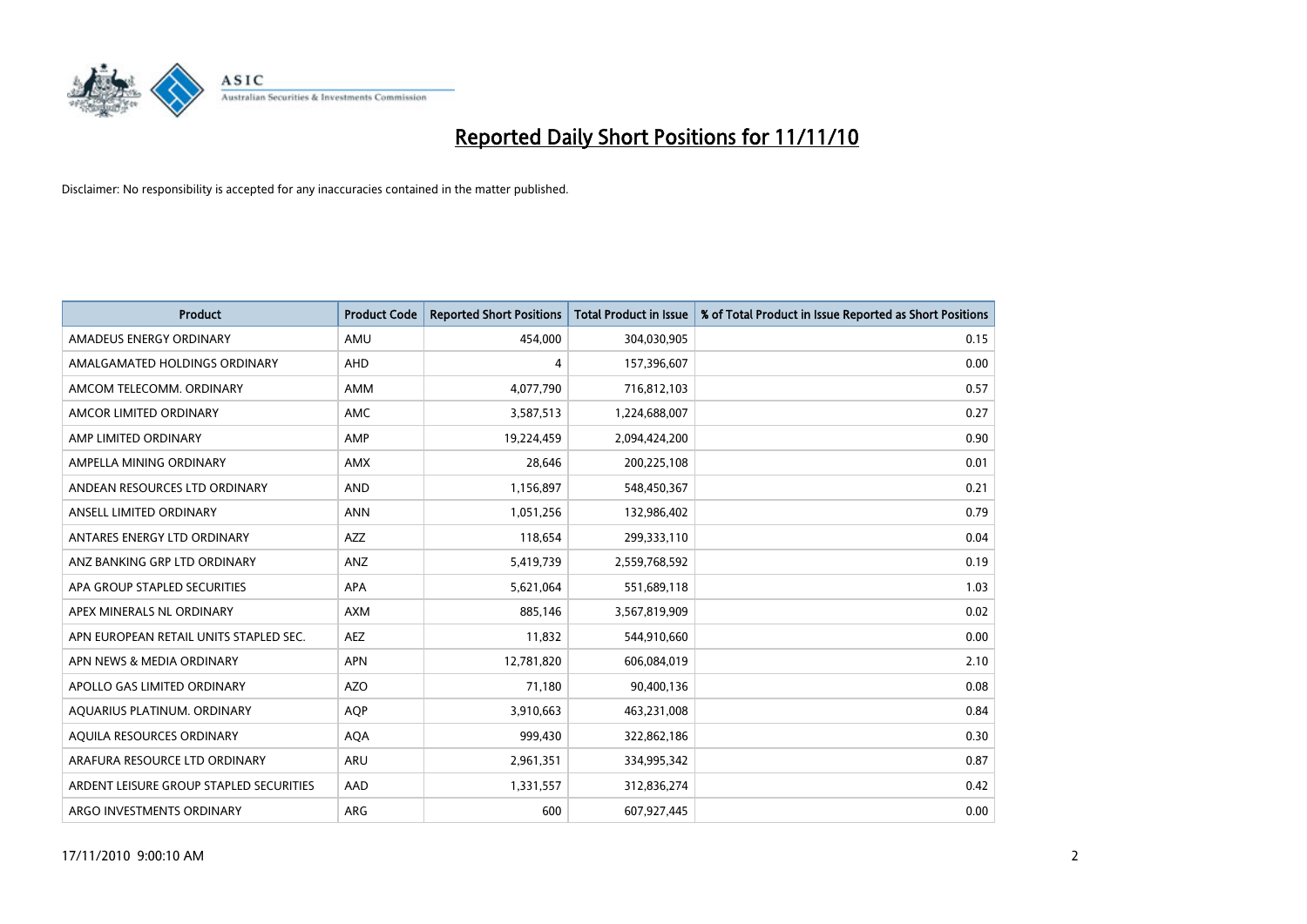# Reported Daily Short Positions for 11/11/10

Disclaimer: No responsibility is accepted for any inaccuracies contained in the matter published.

| Product | Product Code | Reported Short Positions | Total Product in Issue | % of Total Product in Issue Reported as Short Positions |
|---|---|---|---|---|
| AMADEUS ENERGY ORDINARY | AMU | 454,000 | 304,030,905 | 0.15 |
| AMALGAMATED HOLDINGS ORDINARY | AHD | 4 | 157,396,607 | 0.00 |
| AMCOM TELECOMM. ORDINARY | AMM | 4,077,790 | 716,812,103 | 0.57 |
| AMCOR LIMITED ORDINARY | AMC | 3,587,513 | 1,224,688,007 | 0.27 |
| AMP LIMITED ORDINARY | AMP | 19,224,459 | 2,094,424,200 | 0.90 |
| AMPELLA MINING ORDINARY | AMX | 28,646 | 200,225,108 | 0.01 |
| ANDEAN RESOURCES LTD ORDINARY | AND | 1,156,897 | 548,450,367 | 0.21 |
| ANSELL LIMITED ORDINARY | ANN | 1,051,256 | 132,986,402 | 0.79 |
| ANTARES ENERGY LTD ORDINARY | AZZ | 118,654 | 299,333,110 | 0.04 |
| ANZ BANKING GRP LTD ORDINARY | ANZ | 5,419,739 | 2,559,768,592 | 0.19 |
| APA GROUP STAPLED SECURITIES | APA | 5,621,064 | 551,689,118 | 1.03 |
| APEX MINERALS NL ORDINARY | AXM | 885,146 | 3,567,819,909 | 0.02 |
| APN EUROPEAN RETAIL UNITS STAPLED SEC. | AEZ | 11,832 | 544,910,660 | 0.00 |
| APN NEWS & MEDIA ORDINARY | APN | 12,781,820 | 606,084,019 | 2.10 |
| APOLLO GAS LIMITED ORDINARY | AZO | 71,180 | 90,400,136 | 0.08 |
| AQUARIUS PLATINUM. ORDINARY | AQP | 3,910,663 | 463,231,008 | 0.84 |
| AQUILA RESOURCES ORDINARY | AQA | 999,430 | 322,862,186 | 0.30 |
| ARAFURA RESOURCE LTD ORDINARY | ARU | 2,961,351 | 334,995,342 | 0.87 |
| ARDENT LEISURE GROUP STAPLED SECURITIES | AAD | 1,331,557 | 312,836,274 | 0.42 |
| ARGO INVESTMENTS ORDINARY | ARG | 600 | 607,927,445 | 0.00 |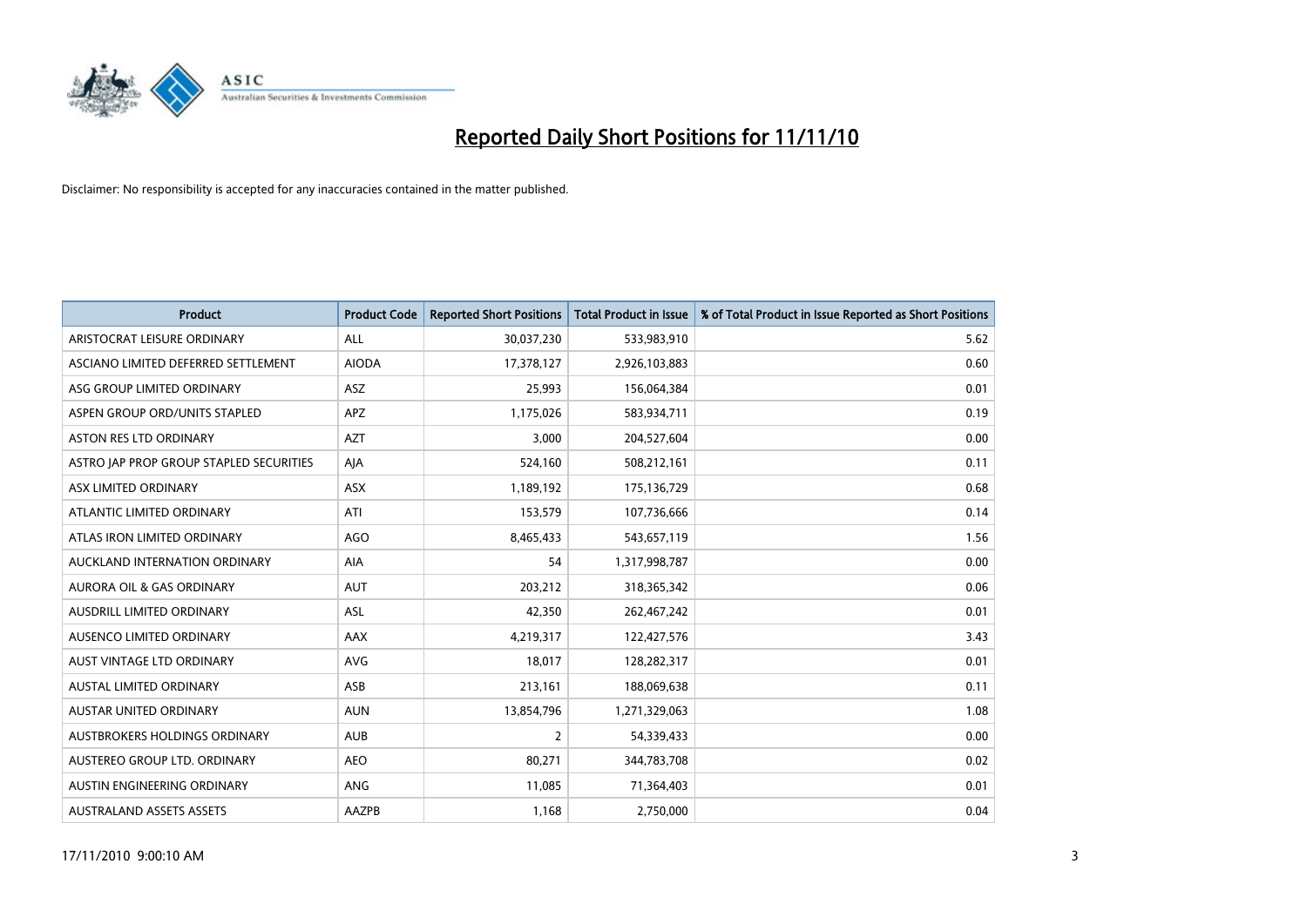# Reported Daily Short Positions for 11/11/10

Disclaimer: No responsibility is accepted for any inaccuracies contained in the matter published.

| Product | Product Code | Reported Short Positions | Total Product in Issue | % of Total Product in Issue Reported as Short Positions |
|---|---|---|---|---|
| ARISTOCRAT LEISURE ORDINARY | ALL | 30,037,230 | 533,983,910 | 5.62 |
| ASCIANO LIMITED DEFERRED SETTLEMENT | AIODA | 17,378,127 | 2,926,103,883 | 0.60 |
| ASG GROUP LIMITED ORDINARY | ASZ | 25,993 | 156,064,384 | 0.01 |
| ASPEN GROUP ORD/UNITS STAPLED | APZ | 1,175,026 | 583,934,711 | 0.19 |
| ASTON RES LTD ORDINARY | AZT | 3,000 | 204,527,604 | 0.00 |
| ASTRO JAP PROP GROUP STAPLED SECURITIES | AJA | 524,160 | 508,212,161 | 0.11 |
| ASX LIMITED ORDINARY | ASX | 1,189,192 | 175,136,729 | 0.68 |
| ATLANTIC LIMITED ORDINARY | ATI | 153,579 | 107,736,666 | 0.14 |
| ATLAS IRON LIMITED ORDINARY | AGO | 8,465,433 | 543,657,119 | 1.56 |
| AUCKLAND INTERNATION ORDINARY | AIA | 54 | 1,317,998,787 | 0.00 |
| AURORA OIL & GAS ORDINARY | AUT | 203,212 | 318,365,342 | 0.06 |
| AUSDRILL LIMITED ORDINARY | ASL | 42,350 | 262,467,242 | 0.01 |
| AUSENCO LIMITED ORDINARY | AAX | 4,219,317 | 122,427,576 | 3.43 |
| AUST VINTAGE LTD ORDINARY | AVG | 18,017 | 128,282,317 | 0.01 |
| AUSTAL LIMITED ORDINARY | ASB | 213,161 | 188,069,638 | 0.11 |
| AUSTAR UNITED ORDINARY | AUN | 13,854,796 | 1,271,329,063 | 1.08 |
| AUSTBROKERS HOLDINGS ORDINARY | AUB | 2 | 54,339,433 | 0.00 |
| AUSTEREO GROUP LTD. ORDINARY | AEO | 80,271 | 344,783,708 | 0.02 |
| AUSTIN ENGINEERING ORDINARY | ANG | 11,085 | 71,364,403 | 0.01 |
| AUSTRALAND ASSETS ASSETS | AAZPB | 1,168 | 2,750,000 | 0.04 |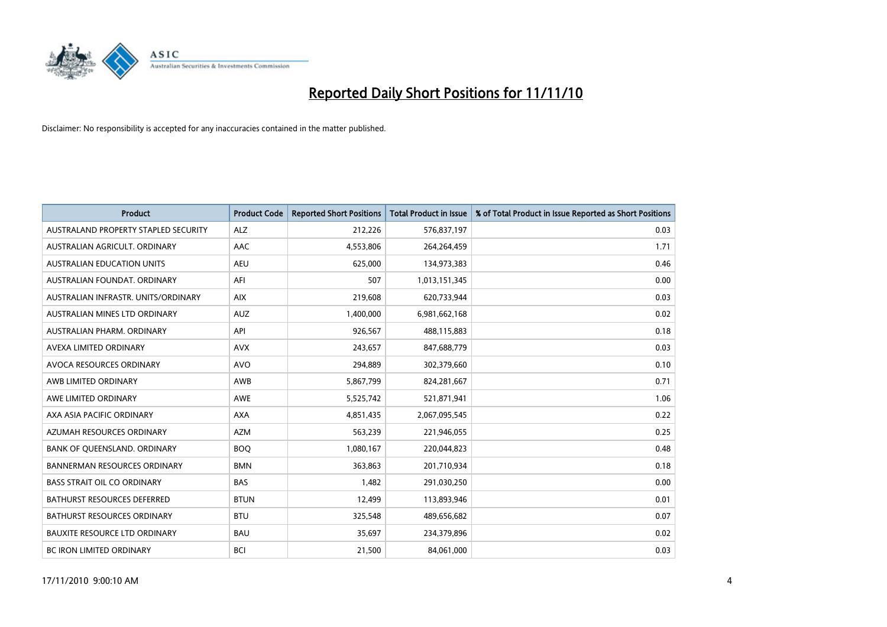# Reported Daily Short Positions for 11/11/10

Disclaimer: No responsibility is accepted for any inaccuracies contained in the matter published.

| Product | Product Code | Reported Short Positions | Total Product in Issue | % of Total Product in Issue Reported as Short Positions |
|---|---|---|---|---|
| AUSTRALAND PROPERTY STAPLED SECURITY | ALZ | 212,226 | 576,837,197 | 0.03 |
| AUSTRALIAN AGRICULT. ORDINARY | AAC | 4,553,806 | 264,264,459 | 1.71 |
| AUSTRALIAN EDUCATION UNITS | AEU | 625,000 | 134,973,383 | 0.46 |
| AUSTRALIAN FOUNDAT. ORDINARY | AFI | 507 | 1,013,151,345 | 0.00 |
| AUSTRALIAN INFRASTR. UNITS/ORDINARY | AIX | 219,608 | 620,733,944 | 0.03 |
| AUSTRALIAN MINES LTD ORDINARY | AUZ | 1,400,000 | 6,981,662,168 | 0.02 |
| AUSTRALIAN PHARM. ORDINARY | API | 926,567 | 488,115,883 | 0.18 |
| AVEXA LIMITED ORDINARY | AVX | 243,657 | 847,688,779 | 0.03 |
| AVOCA RESOURCES ORDINARY | AVO | 294,889 | 302,379,660 | 0.10 |
| AWB LIMITED ORDINARY | AWB | 5,867,799 | 824,281,667 | 0.71 |
| AWE LIMITED ORDINARY | AWE | 5,525,742 | 521,871,941 | 1.06 |
| AXA ASIA PACIFIC ORDINARY | AXA | 4,851,435 | 2,067,095,545 | 0.22 |
| AZUMAH RESOURCES ORDINARY | AZM | 563,239 | 221,946,055 | 0.25 |
| BANK OF QUEENSLAND. ORDINARY | BOQ | 1,080,167 | 220,044,823 | 0.48 |
| BANNERMAN RESOURCES ORDINARY | BMN | 363,863 | 201,710,934 | 0.18 |
| BASS STRAIT OIL CO ORDINARY | BAS | 1,482 | 291,030,250 | 0.00 |
| BATHURST RESOURCES DEFERRED | BTUN | 12,499 | 113,893,946 | 0.01 |
| BATHURST RESOURCES ORDINARY | BTU | 325,548 | 489,656,682 | 0.07 |
| BAUXITE RESOURCE LTD ORDINARY | BAU | 35,697 | 234,379,896 | 0.02 |
| BC IRON LIMITED ORDINARY | BCI | 21,500 | 84,061,000 | 0.03 |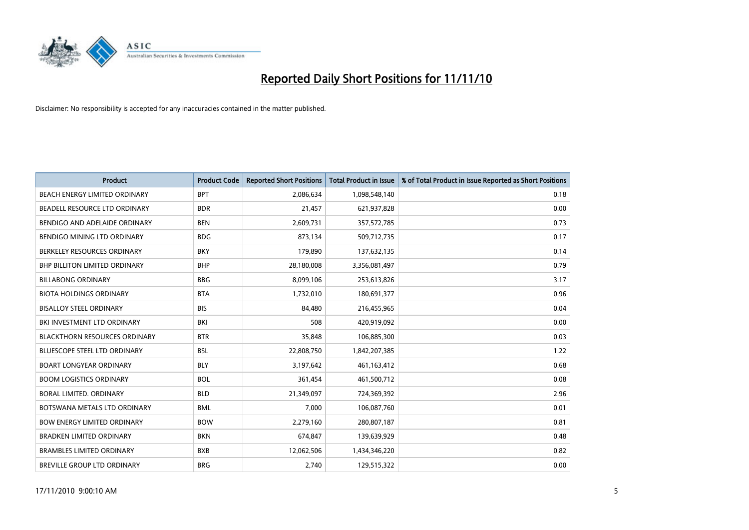# Reported Daily Short Positions for 11/11/10

Disclaimer: No responsibility is accepted for any inaccuracies contained in the matter published.

| Product | Product Code | Reported Short Positions | Total Product in Issue | % of Total Product in Issue Reported as Short Positions |
|---|---|---|---|---|
| BEACH ENERGY LIMITED ORDINARY | BPT | 2,086,634 | 1,098,548,140 | 0.18 |
| BEADELL RESOURCE LTD ORDINARY | BDR | 21,457 | 621,937,828 | 0.00 |
| BENDIGO AND ADELAIDE ORDINARY | BEN | 2,609,731 | 357,572,785 | 0.73 |
| BENDIGO MINING LTD ORDINARY | BDG | 873,134 | 509,712,735 | 0.17 |
| BERKELEY RESOURCES ORDINARY | BKY | 179,890 | 137,632,135 | 0.14 |
| BHP BILLITON LIMITED ORDINARY | BHP | 28,180,008 | 3,356,081,497 | 0.79 |
| BILLABONG ORDINARY | BBG | 8,099,106 | 253,613,826 | 3.17 |
| BIOTA HOLDINGS ORDINARY | BTA | 1,732,010 | 180,691,377 | 0.96 |
| BISALLOY STEEL ORDINARY | BIS | 84,480 | 216,455,965 | 0.04 |
| BKI INVESTMENT LTD ORDINARY | BKI | 508 | 420,919,092 | 0.00 |
| BLACKTHORN RESOURCES ORDINARY | BTR | 35,848 | 106,885,300 | 0.03 |
| BLUESCOPE STEEL LTD ORDINARY | BSL | 22,808,750 | 1,842,207,385 | 1.22 |
| BOART LONGYEAR ORDINARY | BLY | 3,197,642 | 461,163,412 | 0.68 |
| BOOM LOGISTICS ORDINARY | BOL | 361,454 | 461,500,712 | 0.08 |
| BORAL LIMITED. ORDINARY | BLD | 21,349,097 | 724,369,392 | 2.96 |
| BOTSWANA METALS LTD ORDINARY | BML | 7,000 | 106,087,760 | 0.01 |
| BOW ENERGY LIMITED ORDINARY | BOW | 2,279,160 | 280,807,187 | 0.81 |
| BRADKEN LIMITED ORDINARY | BKN | 674,847 | 139,639,929 | 0.48 |
| BRAMBLES LIMITED ORDINARY | BXB | 12,062,506 | 1,434,346,220 | 0.82 |
| BREVILLE GROUP LTD ORDINARY | BRG | 2,740 | 129,515,322 | 0.00 |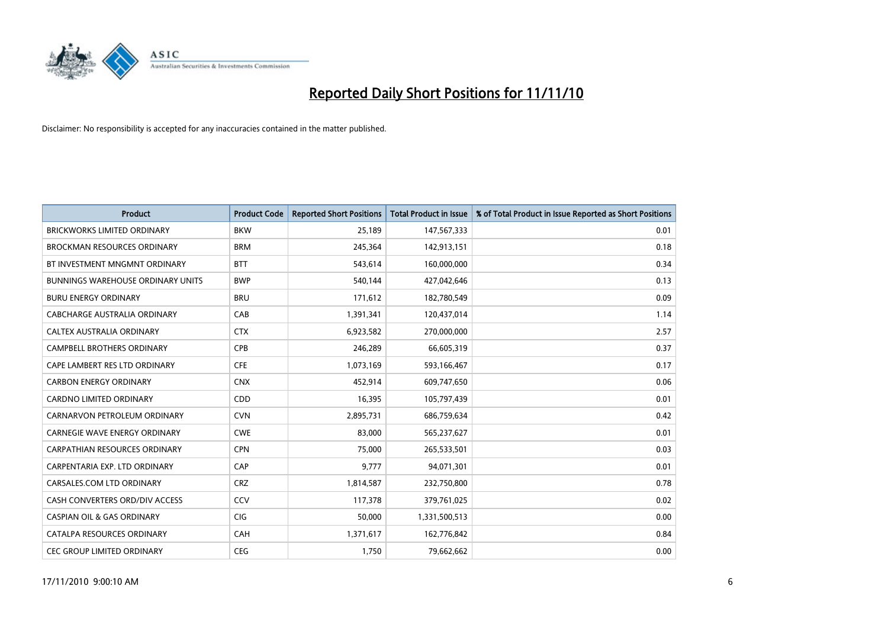# Reported Daily Short Positions for 11/11/10

Disclaimer: No responsibility is accepted for any inaccuracies contained in the matter published.

| Product | Product Code | Reported Short Positions | Total Product in Issue | % of Total Product in Issue Reported as Short Positions |
|---|---|---|---|---|
| BRICKWORKS LIMITED ORDINARY | BKW | 25,189 | 147,567,333 | 0.01 |
| BROCKMAN RESOURCES ORDINARY | BRM | 245,364 | 142,913,151 | 0.18 |
| BT INVESTMENT MNGMNT ORDINARY | BTT | 543,614 | 160,000,000 | 0.34 |
| BUNNINGS WAREHOUSE ORDINARY UNITS | BWP | 540,144 | 427,042,646 | 0.13 |
| BURU ENERGY ORDINARY | BRU | 171,612 | 182,780,549 | 0.09 |
| CABCHARGE AUSTRALIA ORDINARY | CAB | 1,391,341 | 120,437,014 | 1.14 |
| CALTEX AUSTRALIA ORDINARY | CTX | 6,923,582 | 270,000,000 | 2.57 |
| CAMPBELL BROTHERS ORDINARY | CPB | 246,289 | 66,605,319 | 0.37 |
| CAPE LAMBERT RES LTD ORDINARY | CFE | 1,073,169 | 593,166,467 | 0.17 |
| CARBON ENERGY ORDINARY | CNX | 452,914 | 609,747,650 | 0.06 |
| CARDNO LIMITED ORDINARY | CDD | 16,395 | 105,797,439 | 0.01 |
| CARNARVON PETROLEUM ORDINARY | CVN | 2,895,731 | 686,759,634 | 0.42 |
| CARNEGIE WAVE ENERGY ORDINARY | CWE | 83,000 | 565,237,627 | 0.01 |
| CARPATHIAN RESOURCES ORDINARY | CPN | 75,000 | 265,533,501 | 0.03 |
| CARPENTARIA EXP. LTD ORDINARY | CAP | 9,777 | 94,071,301 | 0.01 |
| CARSALES.COM LTD ORDINARY | CRZ | 1,814,587 | 232,750,800 | 0.78 |
| CASH CONVERTERS ORD/DIV ACCESS | CCV | 117,378 | 379,761,025 | 0.02 |
| CASPIAN OIL & GAS ORDINARY | CIG | 50,000 | 1,331,500,513 | 0.00 |
| CATALPA RESOURCES ORDINARY | CAH | 1,371,617 | 162,776,842 | 0.84 |
| CEC GROUP LIMITED ORDINARY | CEG | 1,750 | 79,662,662 | 0.00 |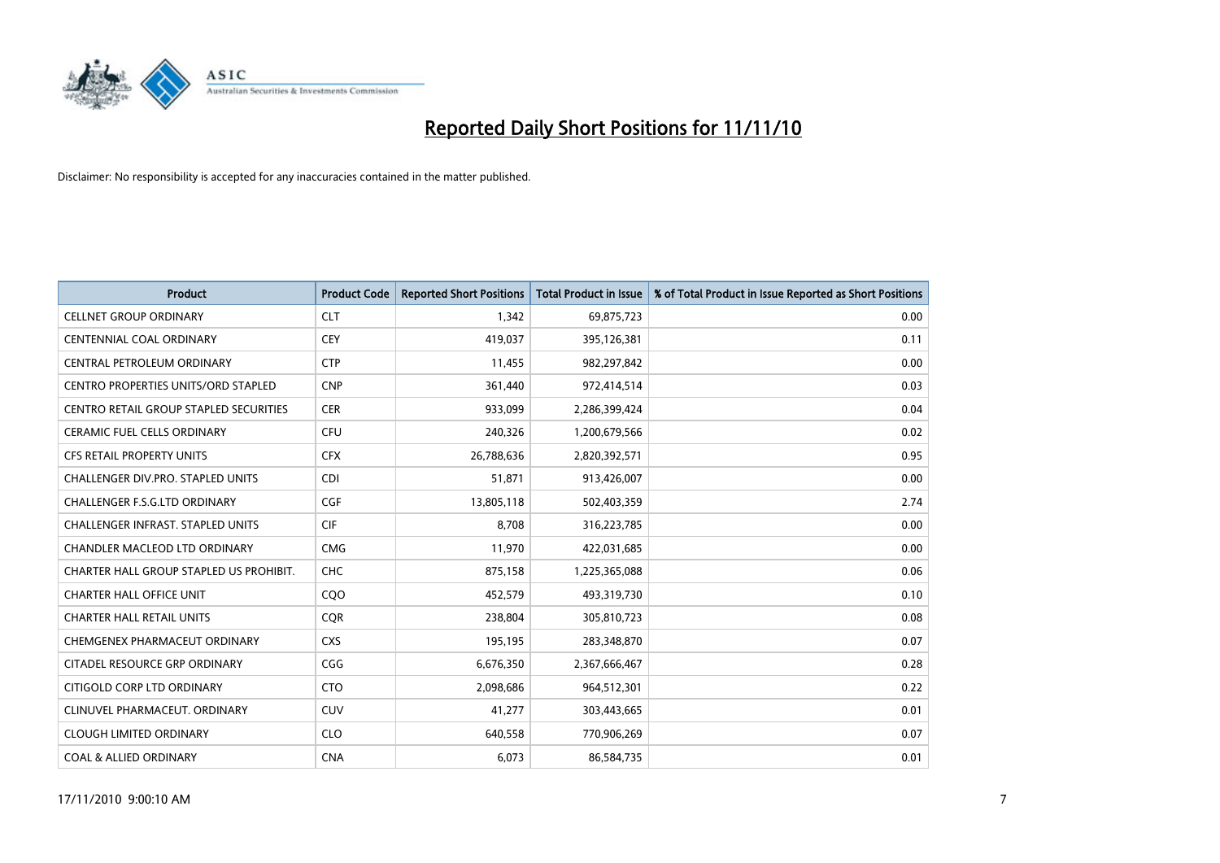# Reported Daily Short Positions for 11/11/10

Disclaimer: No responsibility is accepted for any inaccuracies contained in the matter published.

| Product | Product Code | Reported Short Positions | Total Product in Issue | % of Total Product in Issue Reported as Short Positions |
|---|---|---|---|---|
| CELLNET GROUP ORDINARY | CLT | 1,342 | 69,875,723 | 0.00 |
| CENTENNIAL COAL ORDINARY | CEY | 419,037 | 395,126,381 | 0.11 |
| CENTRAL PETROLEUM ORDINARY | CTP | 11,455 | 982,297,842 | 0.00 |
| CENTRO PROPERTIES UNITS/ORD STAPLED | CNP | 361,440 | 972,414,514 | 0.03 |
| CENTRO RETAIL GROUP STAPLED SECURITIES | CER | 933,099 | 2,286,399,424 | 0.04 |
| CERAMIC FUEL CELLS ORDINARY | CFU | 240,326 | 1,200,679,566 | 0.02 |
| CFS RETAIL PROPERTY UNITS | CFX | 26,788,636 | 2,820,392,571 | 0.95 |
| CHALLENGER DIV.PRO. STAPLED UNITS | CDI | 51,871 | 913,426,007 | 0.00 |
| CHALLENGER F.S.G.LTD ORDINARY | CGF | 13,805,118 | 502,403,359 | 2.74 |
| CHALLENGER INFRAST. STAPLED UNITS | CIF | 8,708 | 316,223,785 | 0.00 |
| CHANDLER MACLEOD LTD ORDINARY | CMG | 11,970 | 422,031,685 | 0.00 |
| CHARTER HALL GROUP STAPLED US PROHIBIT. | CHC | 875,158 | 1,225,365,088 | 0.06 |
| CHARTER HALL OFFICE UNIT | CQO | 452,579 | 493,319,730 | 0.10 |
| CHARTER HALL RETAIL UNITS | CQR | 238,804 | 305,810,723 | 0.08 |
| CHEMGENEX PHARMACEUT ORDINARY | CXS | 195,195 | 283,348,870 | 0.07 |
| CITADEL RESOURCE GRP ORDINARY | CGG | 6,676,350 | 2,367,666,467 | 0.28 |
| CITIGOLD CORP LTD ORDINARY | CTO | 2,098,686 | 964,512,301 | 0.22 |
| CLINUVEL PHARMACEUT. ORDINARY | CUV | 41,277 | 303,443,665 | 0.01 |
| CLOUGH LIMITED ORDINARY | CLO | 640,558 | 770,906,269 | 0.07 |
| COAL & ALLIED ORDINARY | CNA | 6,073 | 86,584,735 | 0.01 |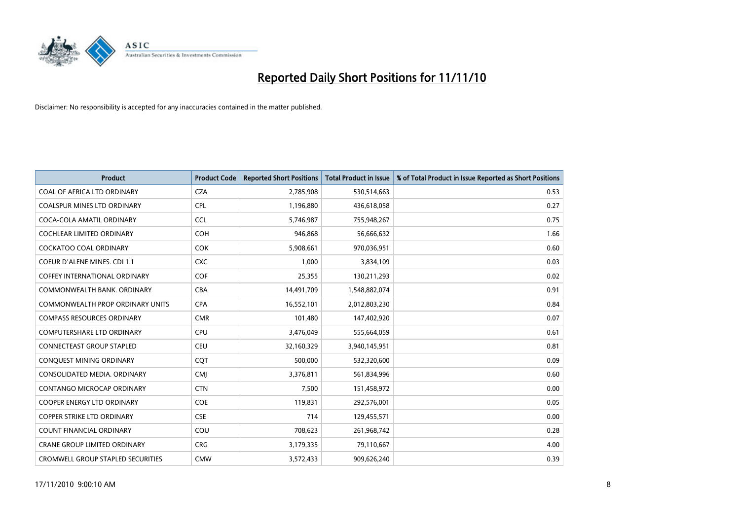# Reported Daily Short Positions for 11/11/10

Disclaimer: No responsibility is accepted for any inaccuracies contained in the matter published.

| Product | Product Code | Reported Short Positions | Total Product in Issue | % of Total Product in Issue Reported as Short Positions |
|---|---|---|---|---|
| COAL OF AFRICA LTD ORDINARY | CZA | 2,785,908 | 530,514,663 | 0.53 |
| COALSPUR MINES LTD ORDINARY | CPL | 1,196,880 | 436,618,058 | 0.27 |
| COCA-COLA AMATIL ORDINARY | CCL | 5,746,987 | 755,948,267 | 0.75 |
| COCHLEAR LIMITED ORDINARY | COH | 946,868 | 56,666,632 | 1.66 |
| COCKATOO COAL ORDINARY | COK | 5,908,661 | 970,036,951 | 0.60 |
| COEUR D'ALENE MINES. CDI 1:1 | CXC | 1,000 | 3,834,109 | 0.03 |
| COFFEY INTERNATIONAL ORDINARY | COF | 25,355 | 130,211,293 | 0.02 |
| COMMONWEALTH BANK. ORDINARY | CBA | 14,491,709 | 1,548,882,074 | 0.91 |
| COMMONWEALTH PROP ORDINARY UNITS | CPA | 16,552,101 | 2,012,803,230 | 0.84 |
| COMPASS RESOURCES ORDINARY | CMR | 101,480 | 147,402,920 | 0.07 |
| COMPUTERSHARE LTD ORDINARY | CPU | 3,476,049 | 555,664,059 | 0.61 |
| CONNECTEAST GROUP STAPLED | CEU | 32,160,329 | 3,940,145,951 | 0.81 |
| CONQUEST MINING ORDINARY | CQT | 500,000 | 532,320,600 | 0.09 |
| CONSOLIDATED MEDIA. ORDINARY | CMJ | 3,376,811 | 561,834,996 | 0.60 |
| CONTANGO MICROCAP ORDINARY | CTN | 7,500 | 151,458,972 | 0.00 |
| COOPER ENERGY LTD ORDINARY | COE | 119,831 | 292,576,001 | 0.05 |
| COPPER STRIKE LTD ORDINARY | CSE | 714 | 129,455,571 | 0.00 |
| COUNT FINANCIAL ORDINARY | COU | 708,623 | 261,968,742 | 0.28 |
| CRANE GROUP LIMITED ORDINARY | CRG | 3,179,335 | 79,110,667 | 4.00 |
| CROMWELL GROUP STAPLED SECURITIES | CMW | 3,572,433 | 909,626,240 | 0.39 |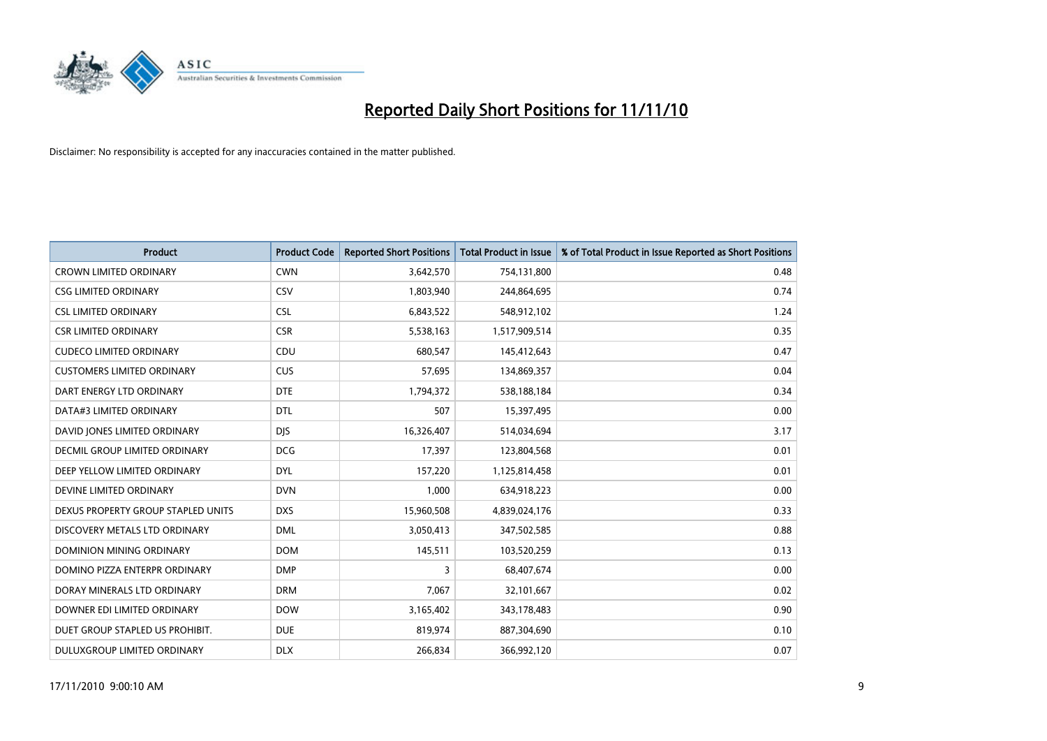# Reported Daily Short Positions for 11/11/10

Disclaimer: No responsibility is accepted for any inaccuracies contained in the matter published.

| Product | Product Code | Reported Short Positions | Total Product in Issue | % of Total Product in Issue Reported as Short Positions |
|---|---|---|---|---|
| CROWN LIMITED ORDINARY | CWN | 3,642,570 | 754,131,800 | 0.48 |
| CSG LIMITED ORDINARY | CSV | 1,803,940 | 244,864,695 | 0.74 |
| CSL LIMITED ORDINARY | CSL | 6,843,522 | 548,912,102 | 1.24 |
| CSR LIMITED ORDINARY | CSR | 5,538,163 | 1,517,909,514 | 0.35 |
| CUDECO LIMITED ORDINARY | CDU | 680,547 | 145,412,643 | 0.47 |
| CUSTOMERS LIMITED ORDINARY | CUS | 57,695 | 134,869,357 | 0.04 |
| DART ENERGY LTD ORDINARY | DTE | 1,794,372 | 538,188,184 | 0.34 |
| DATA#3 LIMITED ORDINARY | DTL | 507 | 15,397,495 | 0.00 |
| DAVID JONES LIMITED ORDINARY | DJS | 16,326,407 | 514,034,694 | 3.17 |
| DECMIL GROUP LIMITED ORDINARY | DCG | 17,397 | 123,804,568 | 0.01 |
| DEEP YELLOW LIMITED ORDINARY | DYL | 157,220 | 1,125,814,458 | 0.01 |
| DEVINE LIMITED ORDINARY | DVN | 1,000 | 634,918,223 | 0.00 |
| DEXUS PROPERTY GROUP STAPLED UNITS | DXS | 15,960,508 | 4,839,024,176 | 0.33 |
| DISCOVERY METALS LTD ORDINARY | DML | 3,050,413 | 347,502,585 | 0.88 |
| DOMINION MINING ORDINARY | DOM | 145,511 | 103,520,259 | 0.13 |
| DOMINO PIZZA ENTERPR ORDINARY | DMP | 3 | 68,407,674 | 0.00 |
| DORAY MINERALS LTD ORDINARY | DRM | 7,067 | 32,101,667 | 0.02 |
| DOWNER EDI LIMITED ORDINARY | DOW | 3,165,402 | 343,178,483 | 0.90 |
| DUET GROUP STAPLED US PROHIBIT. | DUE | 819,974 | 887,304,690 | 0.10 |
| DULUXGROUP LIMITED ORDINARY | DLX | 266,834 | 366,992,120 | 0.07 |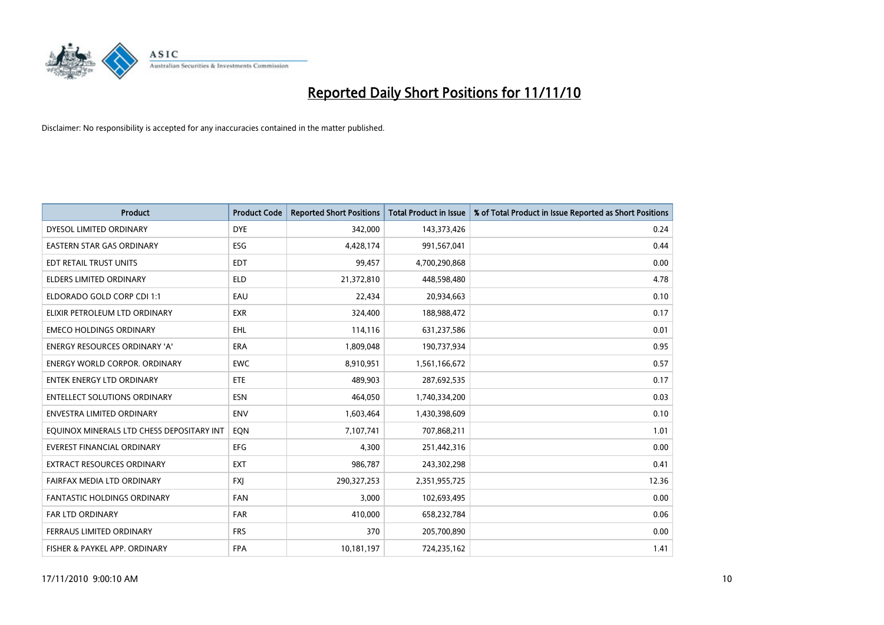# Reported Daily Short Positions for 11/11/10

Disclaimer: No responsibility is accepted for any inaccuracies contained in the matter published.

| Product | Product Code | Reported Short Positions | Total Product in Issue | % of Total Product in Issue Reported as Short Positions |
|---|---|---|---|---|
| DYESOL LIMITED ORDINARY | DYE | 342,000 | 143,373,426 | 0.24 |
| EASTERN STAR GAS ORDINARY | ESG | 4,428,174 | 991,567,041 | 0.44 |
| EDT RETAIL TRUST UNITS | EDT | 99,457 | 4,700,290,868 | 0.00 |
| ELDERS LIMITED ORDINARY | ELD | 21,372,810 | 448,598,480 | 4.78 |
| ELDORADO GOLD CORP CDI 1:1 | EAU | 22,434 | 20,934,663 | 0.10 |
| ELIXIR PETROLEUM LTD ORDINARY | EXR | 324,400 | 188,988,472 | 0.17 |
| EMECO HOLDINGS ORDINARY | EHL | 114,116 | 631,237,586 | 0.01 |
| ENERGY RESOURCES ORDINARY 'A' | ERA | 1,809,048 | 190,737,934 | 0.95 |
| ENERGY WORLD CORPOR. ORDINARY | EWC | 8,910,951 | 1,561,166,672 | 0.57 |
| ENTEK ENERGY LTD ORDINARY | ETE | 489,903 | 287,692,535 | 0.17 |
| ENTELLECT SOLUTIONS ORDINARY | ESN | 464,050 | 1,740,334,200 | 0.03 |
| ENVESTRA LIMITED ORDINARY | ENV | 1,603,464 | 1,430,398,609 | 0.10 |
| EQUINOX MINERALS LTD CHESS DEPOSITARY INT | EQN | 7,107,741 | 707,868,211 | 1.01 |
| EVEREST FINANCIAL ORDINARY | EFG | 4,300 | 251,442,316 | 0.00 |
| EXTRACT RESOURCES ORDINARY | EXT | 986,787 | 243,302,298 | 0.41 |
| FAIRFAX MEDIA LTD ORDINARY | FXJ | 290,327,253 | 2,351,955,725 | 12.36 |
| FANTASTIC HOLDINGS ORDINARY | FAN | 3,000 | 102,693,495 | 0.00 |
| FAR LTD ORDINARY | FAR | 410,000 | 658,232,784 | 0.06 |
| FERRAUS LIMITED ORDINARY | FRS | 370 | 205,700,890 | 0.00 |
| FISHER & PAYKEL APP. ORDINARY | FPA | 10,181,197 | 724,235,162 | 1.41 |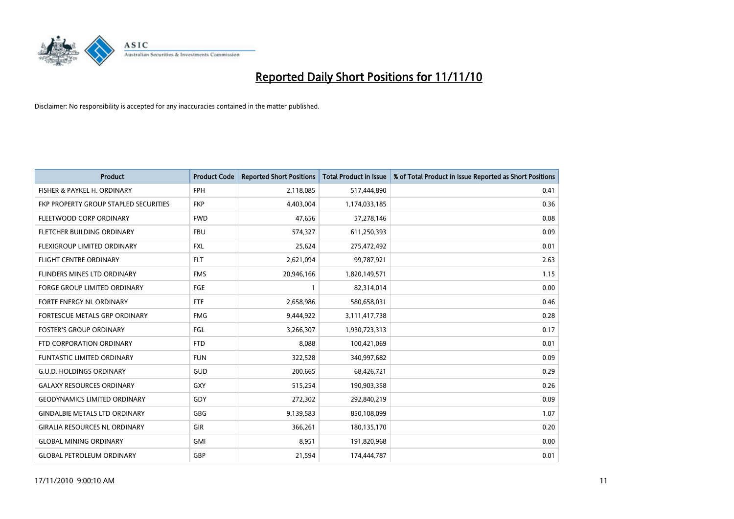# Reported Daily Short Positions for 11/11/10

Disclaimer: No responsibility is accepted for any inaccuracies contained in the matter published.

| Product | Product Code | Reported Short Positions | Total Product in Issue | % of Total Product in Issue Reported as Short Positions |
|---|---|---|---|---|
| FISHER & PAYKEL H. ORDINARY | FPH | 2,118,085 | 517,444,890 | 0.41 |
| FKP PROPERTY GROUP STAPLED SECURITIES | FKP | 4,403,004 | 1,174,033,185 | 0.36 |
| FLEETWOOD CORP ORDINARY | FWD | 47,656 | 57,278,146 | 0.08 |
| FLETCHER BUILDING ORDINARY | FBU | 574,327 | 611,250,393 | 0.09 |
| FLEXIGROUP LIMITED ORDINARY | FXL | 25,624 | 275,472,492 | 0.01 |
| FLIGHT CENTRE ORDINARY | FLT | 2,621,094 | 99,787,921 | 2.63 |
| FLINDERS MINES LTD ORDINARY | FMS | 20,946,166 | 1,820,149,571 | 1.15 |
| FORGE GROUP LIMITED ORDINARY | FGE | 1 | 82,314,014 | 0.00 |
| FORTE ENERGY NL ORDINARY | FTE | 2,658,986 | 580,658,031 | 0.46 |
| FORTESCUE METALS GRP ORDINARY | FMG | 9,444,922 | 3,111,417,738 | 0.28 |
| FOSTER'S GROUP ORDINARY | FGL | 3,266,307 | 1,930,723,313 | 0.17 |
| FTD CORPORATION ORDINARY | FTD | 8,088 | 100,421,069 | 0.01 |
| FUNTASTIC LIMITED ORDINARY | FUN | 322,528 | 340,997,682 | 0.09 |
| G.U.D. HOLDINGS ORDINARY | GUD | 200,665 | 68,426,721 | 0.29 |
| GALAXY RESOURCES ORDINARY | GXY | 515,254 | 190,903,358 | 0.26 |
| GEODYNAMICS LIMITED ORDINARY | GDY | 272,302 | 292,840,219 | 0.09 |
| GINDALBIE METALS LTD ORDINARY | GBG | 9,139,583 | 850,108,099 | 1.07 |
| GIRALIA RESOURCES NL ORDINARY | GIR | 366,261 | 180,135,170 | 0.20 |
| GLOBAL MINING ORDINARY | GMI | 8,951 | 191,820,968 | 0.00 |
| GLOBAL PETROLEUM ORDINARY | GBP | 21,594 | 174,444,787 | 0.01 |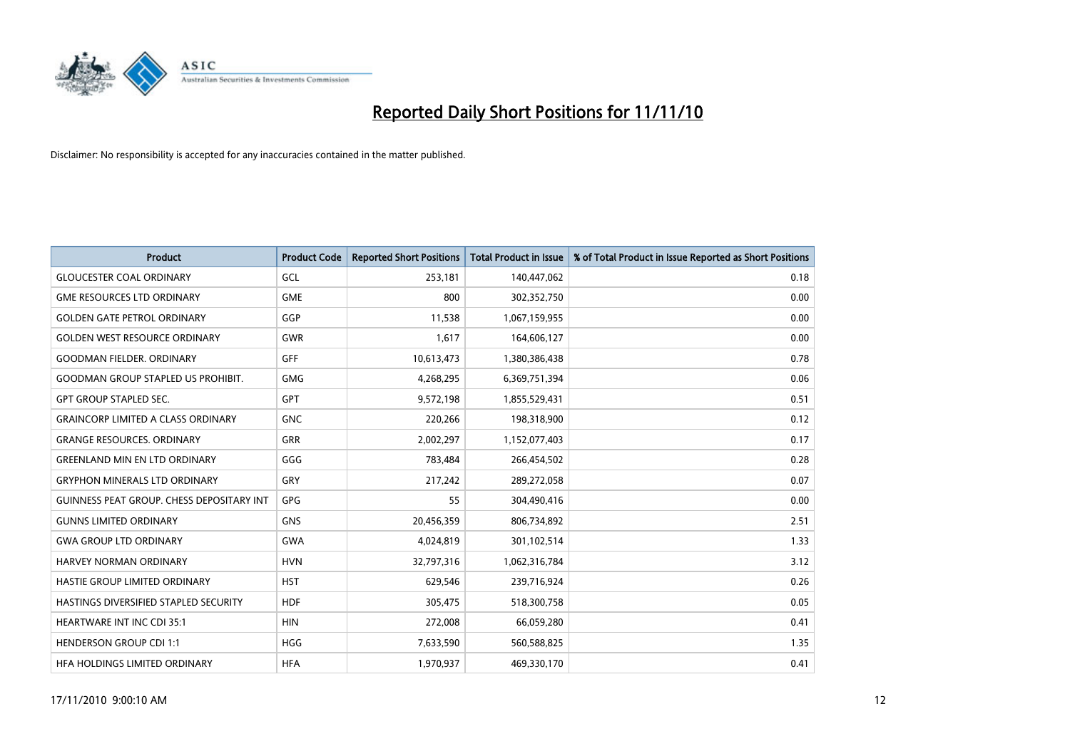# Reported Daily Short Positions for 11/11/10

Disclaimer: No responsibility is accepted for any inaccuracies contained in the matter published.

| Product | Product Code | Reported Short Positions | Total Product in Issue | % of Total Product in Issue Reported as Short Positions |
|---|---|---|---|---|
| GLOUCESTER COAL ORDINARY | GCL | 253,181 | 140,447,062 | 0.18 |
| GME RESOURCES LTD ORDINARY | GME | 800 | 302,352,750 | 0.00 |
| GOLDEN GATE PETROL ORDINARY | GGP | 11,538 | 1,067,159,955 | 0.00 |
| GOLDEN WEST RESOURCE ORDINARY | GWR | 1,617 | 164,606,127 | 0.00 |
| GOODMAN FIELDER. ORDINARY | GFF | 10,613,473 | 1,380,386,438 | 0.78 |
| GOODMAN GROUP STAPLED US PROHIBIT. | GMG | 4,268,295 | 6,369,751,394 | 0.06 |
| GPT GROUP STAPLED SEC. | GPT | 9,572,198 | 1,855,529,431 | 0.51 |
| GRAINCORP LIMITED A CLASS ORDINARY | GNC | 220,266 | 198,318,900 | 0.12 |
| GRANGE RESOURCES. ORDINARY | GRR | 2,002,297 | 1,152,077,403 | 0.17 |
| GREENLAND MIN EN LTD ORDINARY | GGG | 783,484 | 266,454,502 | 0.28 |
| GRYPHON MINERALS LTD ORDINARY | GRY | 217,242 | 289,272,058 | 0.07 |
| GUINNESS PEAT GROUP. CHESS DEPOSITARY INT | GPG | 55 | 304,490,416 | 0.00 |
| GUNNS LIMITED ORDINARY | GNS | 20,456,359 | 806,734,892 | 2.51 |
| GWA GROUP LTD ORDINARY | GWA | 4,024,819 | 301,102,514 | 1.33 |
| HARVEY NORMAN ORDINARY | HVN | 32,797,316 | 1,062,316,784 | 3.12 |
| HASTIE GROUP LIMITED ORDINARY | HST | 629,546 | 239,716,924 | 0.26 |
| HASTINGS DIVERSIFIED STAPLED SECURITY | HDF | 305,475 | 518,300,758 | 0.05 |
| HEARTWARE INT INC CDI 35:1 | HIN | 272,008 | 66,059,280 | 0.41 |
| HENDERSON GROUP CDI 1:1 | HGG | 7,633,590 | 560,588,825 | 1.35 |
| HFA HOLDINGS LIMITED ORDINARY | HFA | 1,970,937 | 469,330,170 | 0.41 |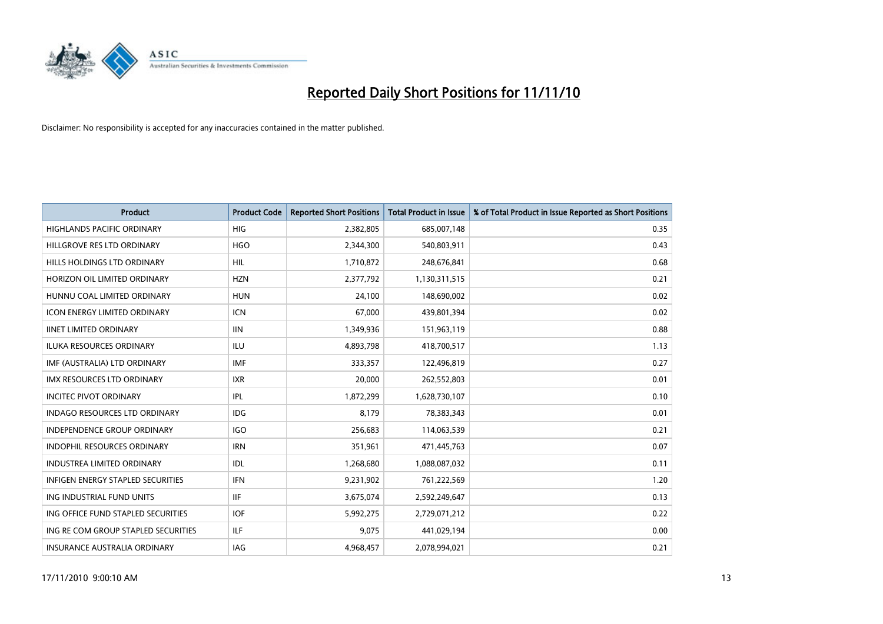# Reported Daily Short Positions for 11/11/10

Disclaimer: No responsibility is accepted for any inaccuracies contained in the matter published.

| Product | Product Code | Reported Short Positions | Total Product in Issue | % of Total Product in Issue Reported as Short Positions |
|---|---|---|---|---|
| HIGHLANDS PACIFIC ORDINARY | HIG | 2,382,805 | 685,007,148 | 0.35 |
| HILLGROVE RES LTD ORDINARY | HGO | 2,344,300 | 540,803,911 | 0.43 |
| HILLS HOLDINGS LTD ORDINARY | HIL | 1,710,872 | 248,676,841 | 0.68 |
| HORIZON OIL LIMITED ORDINARY | HZN | 2,377,792 | 1,130,311,515 | 0.21 |
| HUNNU COAL LIMITED ORDINARY | HUN | 24,100 | 148,690,002 | 0.02 |
| ICON ENERGY LIMITED ORDINARY | ICN | 67,000 | 439,801,394 | 0.02 |
| IINET LIMITED ORDINARY | IIN | 1,349,936 | 151,963,119 | 0.88 |
| ILUKA RESOURCES ORDINARY | ILU | 4,893,798 | 418,700,517 | 1.13 |
| IMF (AUSTRALIA) LTD ORDINARY | IMF | 333,357 | 122,496,819 | 0.27 |
| IMX RESOURCES LTD ORDINARY | IXR | 20,000 | 262,552,803 | 0.01 |
| INCITEC PIVOT ORDINARY | IPL | 1,872,299 | 1,628,730,107 | 0.10 |
| INDAGO RESOURCES LTD ORDINARY | IDG | 8,179 | 78,383,343 | 0.01 |
| INDEPENDENCE GROUP ORDINARY | IGO | 256,683 | 114,063,539 | 0.21 |
| INDOPHIL RESOURCES ORDINARY | IRN | 351,961 | 471,445,763 | 0.07 |
| INDUSTREA LIMITED ORDINARY | IDL | 1,268,680 | 1,088,087,032 | 0.11 |
| INFIGEN ENERGY STAPLED SECURITIES | IFN | 9,231,902 | 761,222,569 | 1.20 |
| ING INDUSTRIAL FUND UNITS | IIF | 3,675,074 | 2,592,249,647 | 0.13 |
| ING OFFICE FUND STAPLED SECURITIES | IOF | 5,992,275 | 2,729,071,212 | 0.22 |
| ING RE COM GROUP STAPLED SECURITIES | ILF | 9,075 | 441,029,194 | 0.00 |
| INSURANCE AUSTRALIA ORDINARY | IAG | 4,968,457 | 2,078,994,021 | 0.21 |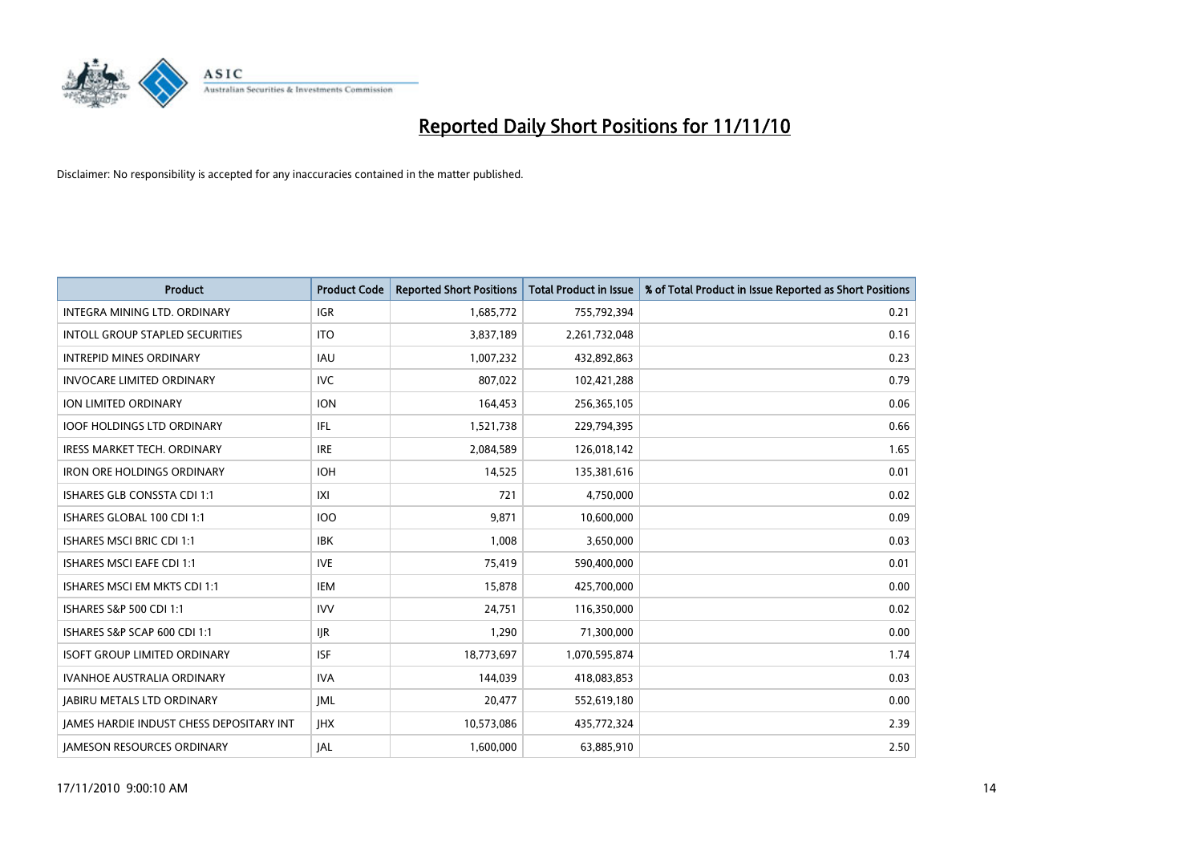# Reported Daily Short Positions for 11/11/10

Disclaimer: No responsibility is accepted for any inaccuracies contained in the matter published.

| Product | Product Code | Reported Short Positions | Total Product in Issue | % of Total Product in Issue Reported as Short Positions |
|---|---|---|---|---|
| INTEGRA MINING LTD. ORDINARY | IGR | 1,685,772 | 755,792,394 | 0.21 |
| INTOLL GROUP STAPLED SECURITIES | ITO | 3,837,189 | 2,261,732,048 | 0.16 |
| INTREPID MINES ORDINARY | IAU | 1,007,232 | 432,892,863 | 0.23 |
| INVOCARE LIMITED ORDINARY | IVC | 807,022 | 102,421,288 | 0.79 |
| ION LIMITED ORDINARY | ION | 164,453 | 256,365,105 | 0.06 |
| IOOF HOLDINGS LTD ORDINARY | IFL | 1,521,738 | 229,794,395 | 0.66 |
| IRESS MARKET TECH. ORDINARY | IRE | 2,084,589 | 126,018,142 | 1.65 |
| IRON ORE HOLDINGS ORDINARY | IOH | 14,525 | 135,381,616 | 0.01 |
| ISHARES GLB CONSSTA CDI 1:1 | IXI | 721 | 4,750,000 | 0.02 |
| ISHARES GLOBAL 100 CDI 1:1 | IOO | 9,871 | 10,600,000 | 0.09 |
| ISHARES MSCI BRIC CDI 1:1 | IBK | 1,008 | 3,650,000 | 0.03 |
| ISHARES MSCI EAFE CDI 1:1 | IVE | 75,419 | 590,400,000 | 0.01 |
| ISHARES MSCI EM MKTS CDI 1:1 | IEM | 15,878 | 425,700,000 | 0.00 |
| ISHARES S&P 500 CDI 1:1 | IVV | 24,751 | 116,350,000 | 0.02 |
| ISHARES S&P SCAP 600 CDI 1:1 | IJR | 1,290 | 71,300,000 | 0.00 |
| ISOFT GROUP LIMITED ORDINARY | ISF | 18,773,697 | 1,070,595,874 | 1.74 |
| IVANHOE AUSTRALIA ORDINARY | IVA | 144,039 | 418,083,853 | 0.03 |
| JABIRU METALS LTD ORDINARY | JML | 20,477 | 552,619,180 | 0.00 |
| JAMES HARDIE INDUST CHESS DEPOSITARY INT | JHX | 10,573,086 | 435,772,324 | 2.39 |
| JAMESON RESOURCES ORDINARY | JAL | 1,600,000 | 63,885,910 | 2.50 |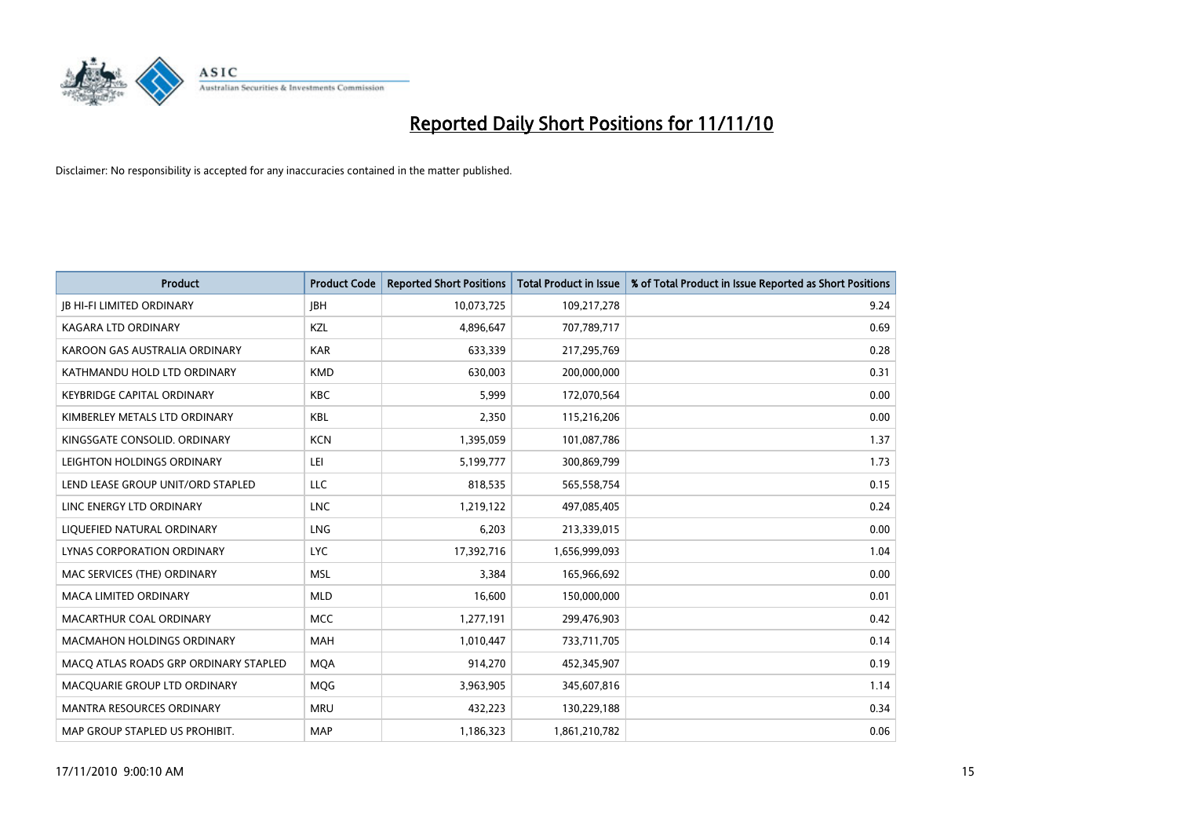# Reported Daily Short Positions for 11/11/10

Disclaimer: No responsibility is accepted for any inaccuracies contained in the matter published.

| Product | Product Code | Reported Short Positions | Total Product in Issue | % of Total Product in Issue Reported as Short Positions |
|---|---|---|---|---|
| JB HI-FI LIMITED ORDINARY | JBH | 10,073,725 | 109,217,278 | 9.24 |
| KAGARA LTD ORDINARY | KZL | 4,896,647 | 707,789,717 | 0.69 |
| KAROON GAS AUSTRALIA ORDINARY | KAR | 633,339 | 217,295,769 | 0.28 |
| KATHMANDU HOLD LTD ORDINARY | KMD | 630,003 | 200,000,000 | 0.31 |
| KEYBRIDGE CAPITAL ORDINARY | KBC | 5,999 | 172,070,564 | 0.00 |
| KIMBERLEY METALS LTD ORDINARY | KBL | 2,350 | 115,216,206 | 0.00 |
| KINGSGATE CONSOLID. ORDINARY | KCN | 1,395,059 | 101,087,786 | 1.37 |
| LEIGHTON HOLDINGS ORDINARY | LEI | 5,199,777 | 300,869,799 | 1.73 |
| LEND LEASE GROUP UNIT/ORD STAPLED | LLC | 818,535 | 565,558,754 | 0.15 |
| LINC ENERGY LTD ORDINARY | LNC | 1,219,122 | 497,085,405 | 0.24 |
| LIQUEFIED NATURAL ORDINARY | LNG | 6,203 | 213,339,015 | 0.00 |
| LYNAS CORPORATION ORDINARY | LYC | 17,392,716 | 1,656,999,093 | 1.04 |
| MAC SERVICES (THE) ORDINARY | MSL | 3,384 | 165,966,692 | 0.00 |
| MACA LIMITED ORDINARY | MLD | 16,600 | 150,000,000 | 0.01 |
| MACARTHUR COAL ORDINARY | MCC | 1,277,191 | 299,476,903 | 0.42 |
| MACMAHON HOLDINGS ORDINARY | MAH | 1,010,447 | 733,711,705 | 0.14 |
| MACQ ATLAS ROADS GRP ORDINARY STAPLED | MQA | 914,270 | 452,345,907 | 0.19 |
| MACQUARIE GROUP LTD ORDINARY | MQG | 3,963,905 | 345,607,816 | 1.14 |
| MANTRA RESOURCES ORDINARY | MRU | 432,223 | 130,229,188 | 0.34 |
| MAP GROUP STAPLED US PROHIBIT. | MAP | 1,186,323 | 1,861,210,782 | 0.06 |

17/11/2010 9:00:10 AM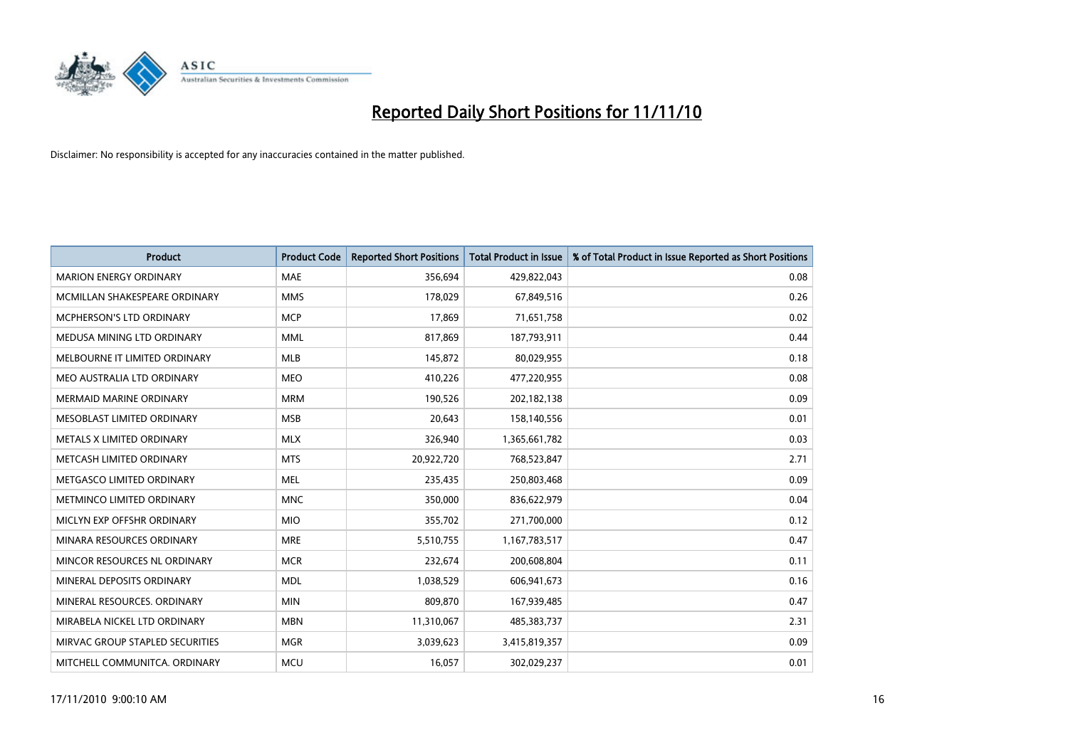# Reported Daily Short Positions for 11/11/10

Disclaimer: No responsibility is accepted for any inaccuracies contained in the matter published.

| Product | Product Code | Reported Short Positions | Total Product in Issue | % of Total Product in Issue Reported as Short Positions |
|---|---|---|---|---|
| MARION ENERGY ORDINARY | MAE | 356,694 | 429,822,043 | 0.08 |
| MCMILLAN SHAKESPEARE ORDINARY | MMS | 178,029 | 67,849,516 | 0.26 |
| MCPHERSON'S LTD ORDINARY | MCP | 17,869 | 71,651,758 | 0.02 |
| MEDUSA MINING LTD ORDINARY | MML | 817,869 | 187,793,911 | 0.44 |
| MELBOURNE IT LIMITED ORDINARY | MLB | 145,872 | 80,029,955 | 0.18 |
| MEO AUSTRALIA LTD ORDINARY | MEO | 410,226 | 477,220,955 | 0.08 |
| MERMAID MARINE ORDINARY | MRM | 190,526 | 202,182,138 | 0.09 |
| MESOBLAST LIMITED ORDINARY | MSB | 20,643 | 158,140,556 | 0.01 |
| METALS X LIMITED ORDINARY | MLX | 326,940 | 1,365,661,782 | 0.03 |
| METCASH LIMITED ORDINARY | MTS | 20,922,720 | 768,523,847 | 2.71 |
| METGASCO LIMITED ORDINARY | MEL | 235,435 | 250,803,468 | 0.09 |
| METMINCO LIMITED ORDINARY | MNC | 350,000 | 836,622,979 | 0.04 |
| MICLYN EXP OFFSHR ORDINARY | MIO | 355,702 | 271,700,000 | 0.12 |
| MINARA RESOURCES ORDINARY | MRE | 5,510,755 | 1,167,783,517 | 0.47 |
| MINCOR RESOURCES NL ORDINARY | MCR | 232,674 | 200,608,804 | 0.11 |
| MINERAL DEPOSITS ORDINARY | MDL | 1,038,529 | 606,941,673 | 0.16 |
| MINERAL RESOURCES. ORDINARY | MIN | 809,870 | 167,939,485 | 0.47 |
| MIRABELA NICKEL LTD ORDINARY | MBN | 11,310,067 | 485,383,737 | 2.31 |
| MIRVAC GROUP STAPLED SECURITIES | MGR | 3,039,623 | 3,415,819,357 | 0.09 |
| MITCHELL COMMUNITCA. ORDINARY | MCU | 16,057 | 302,029,237 | 0.01 |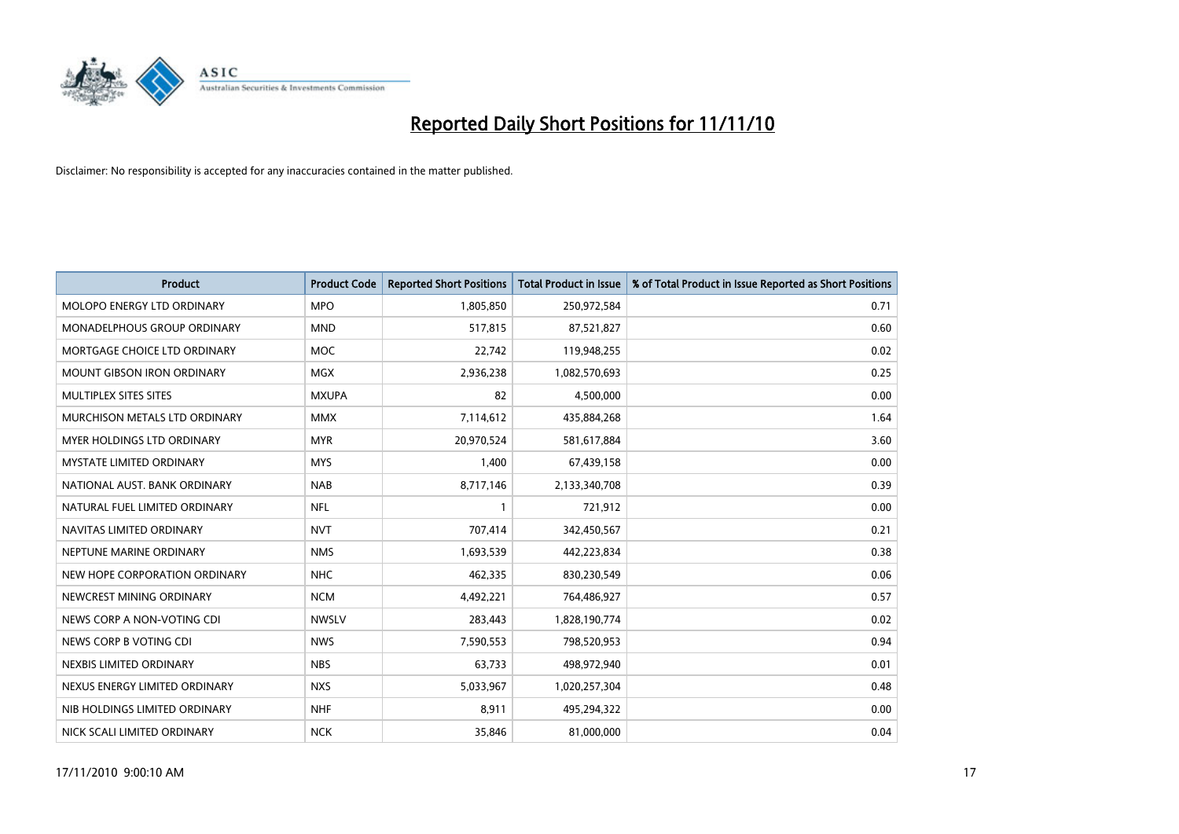# Reported Daily Short Positions for 11/11/10

Disclaimer: No responsibility is accepted for any inaccuracies contained in the matter published.

| Product | Product Code | Reported Short Positions | Total Product in Issue | % of Total Product in Issue Reported as Short Positions |
|---|---|---|---|---|
| MOLOPO ENERGY LTD ORDINARY | MPO | 1,805,850 | 250,972,584 | 0.71 |
| MONADELPHOUS GROUP ORDINARY | MND | 517,815 | 87,521,827 | 0.60 |
| MORTGAGE CHOICE LTD ORDINARY | MOC | 22,742 | 119,948,255 | 0.02 |
| MOUNT GIBSON IRON ORDINARY | MGX | 2,936,238 | 1,082,570,693 | 0.25 |
| MULTIPLEX SITES SITES | MXUPA | 82 | 4,500,000 | 0.00 |
| MURCHISON METALS LTD ORDINARY | MMX | 7,114,612 | 435,884,268 | 1.64 |
| MYER HOLDINGS LTD ORDINARY | MYR | 20,970,524 | 581,617,884 | 3.60 |
| MYSTATE LIMITED ORDINARY | MYS | 1,400 | 67,439,158 | 0.00 |
| NATIONAL AUST. BANK ORDINARY | NAB | 8,717,146 | 2,133,340,708 | 0.39 |
| NATURAL FUEL LIMITED ORDINARY | NFL | 1 | 721,912 | 0.00 |
| NAVITAS LIMITED ORDINARY | NVT | 707,414 | 342,450,567 | 0.21 |
| NEPTUNE MARINE ORDINARY | NMS | 1,693,539 | 442,223,834 | 0.38 |
| NEW HOPE CORPORATION ORDINARY | NHC | 462,335 | 830,230,549 | 0.06 |
| NEWCREST MINING ORDINARY | NCM | 4,492,221 | 764,486,927 | 0.57 |
| NEWS CORP A NON-VOTING CDI | NWSLV | 283,443 | 1,828,190,774 | 0.02 |
| NEWS CORP B VOTING CDI | NWS | 7,590,553 | 798,520,953 | 0.94 |
| NEXBIS LIMITED ORDINARY | NBS | 63,733 | 498,972,940 | 0.01 |
| NEXUS ENERGY LIMITED ORDINARY | NXS | 5,033,967 | 1,020,257,304 | 0.48 |
| NIB HOLDINGS LIMITED ORDINARY | NHF | 8,911 | 495,294,322 | 0.00 |
| NICK SCALI LIMITED ORDINARY | NCK | 35,846 | 81,000,000 | 0.04 |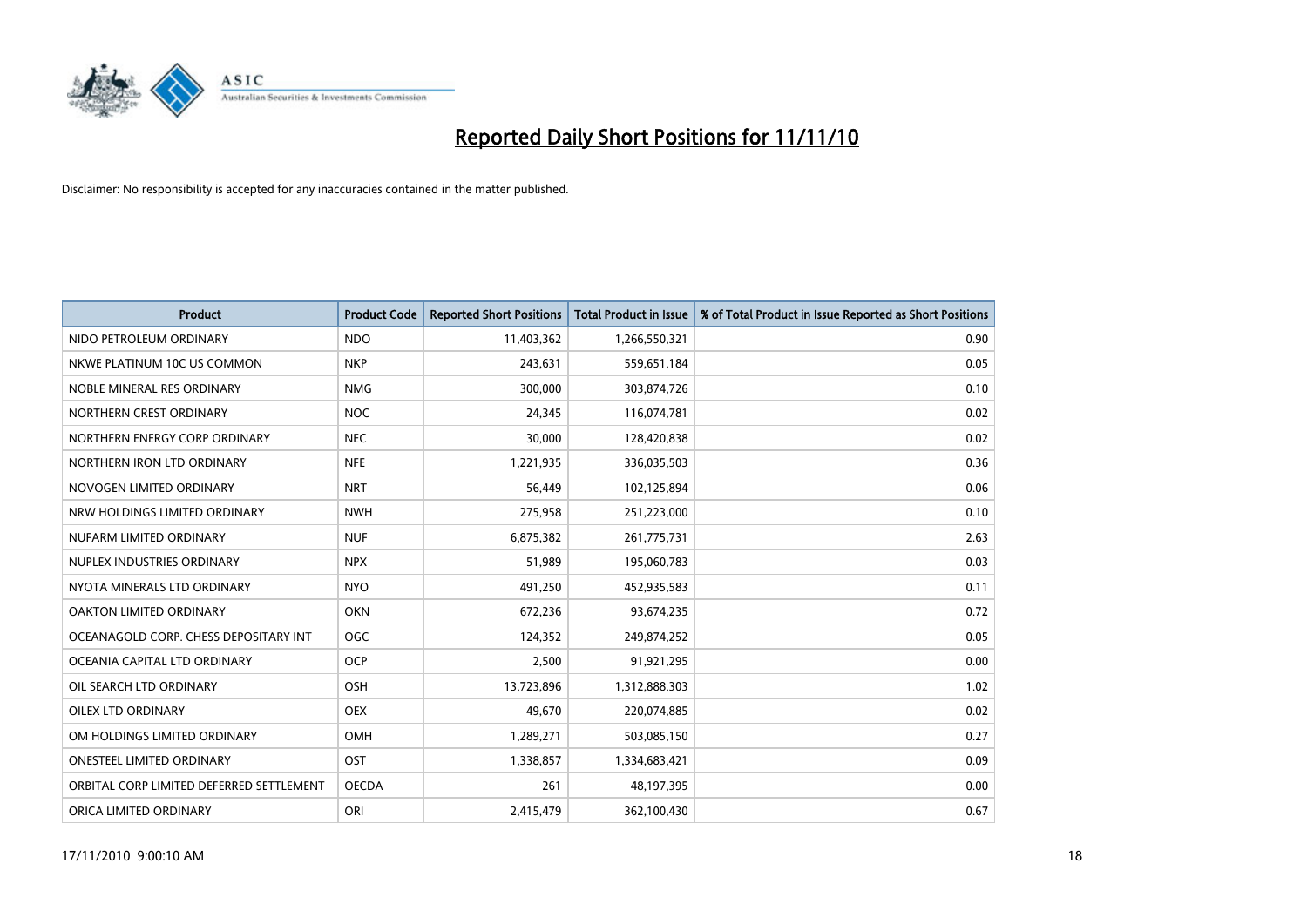# Reported Daily Short Positions for 11/11/10

Disclaimer: No responsibility is accepted for any inaccuracies contained in the matter published.

| Product | Product Code | Reported Short Positions | Total Product in Issue | % of Total Product in Issue Reported as Short Positions |
|---|---|---|---|---|
| NIDO PETROLEUM ORDINARY | NDO | 11,403,362 | 1,266,550,321 | 0.90 |
| NKWE PLATINUM 10C US COMMON | NKP | 243,631 | 559,651,184 | 0.05 |
| NOBLE MINERAL RES ORDINARY | NMG | 300,000 | 303,874,726 | 0.10 |
| NORTHERN CREST ORDINARY | NOC | 24,345 | 116,074,781 | 0.02 |
| NORTHERN ENERGY CORP ORDINARY | NEC | 30,000 | 128,420,838 | 0.02 |
| NORTHERN IRON LTD ORDINARY | NFE | 1,221,935 | 336,035,503 | 0.36 |
| NOVOGEN LIMITED ORDINARY | NRT | 56,449 | 102,125,894 | 0.06 |
| NRW HOLDINGS LIMITED ORDINARY | NWH | 275,958 | 251,223,000 | 0.10 |
| NUFARM LIMITED ORDINARY | NUF | 6,875,382 | 261,775,731 | 2.63 |
| NUPLEX INDUSTRIES ORDINARY | NPX | 51,989 | 195,060,783 | 0.03 |
| NYOTA MINERALS LTD ORDINARY | NYO | 491,250 | 452,935,583 | 0.11 |
| OAKTON LIMITED ORDINARY | OKN | 672,236 | 93,674,235 | 0.72 |
| OCEANAGOLD CORP. CHESS DEPOSITARY INT | OGC | 124,352 | 249,874,252 | 0.05 |
| OCEANIA CAPITAL LTD ORDINARY | OCP | 2,500 | 91,921,295 | 0.00 |
| OIL SEARCH LTD ORDINARY | OSH | 13,723,896 | 1,312,888,303 | 1.02 |
| OILEX LTD ORDINARY | OEX | 49,670 | 220,074,885 | 0.02 |
| OM HOLDINGS LIMITED ORDINARY | OMH | 1,289,271 | 503,085,150 | 0.27 |
| ONESTEEL LIMITED ORDINARY | OST | 1,338,857 | 1,334,683,421 | 0.09 |
| ORBITAL CORP LIMITED DEFERRED SETTLEMENT | OECDA | 261 | 48,197,395 | 0.00 |
| ORICA LIMITED ORDINARY | ORI | 2,415,479 | 362,100,430 | 0.67 |

17/11/2010 9:00:10 AM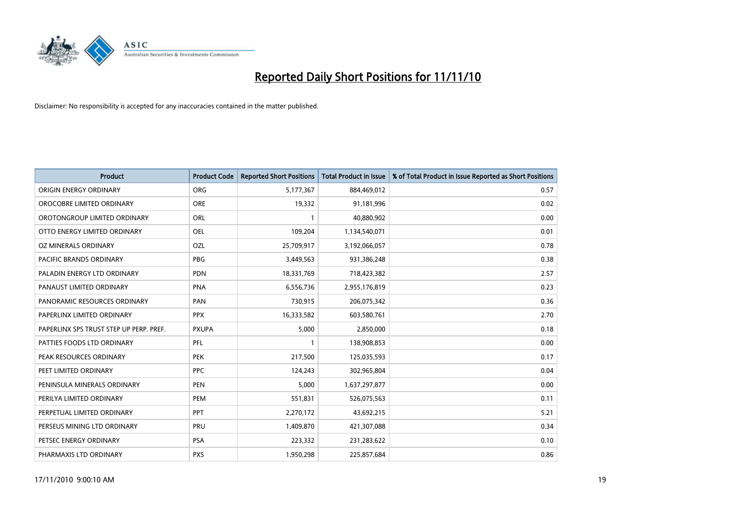# Reported Daily Short Positions for 11/11/10

Disclaimer: No responsibility is accepted for any inaccuracies contained in the matter published.

| Product | Product Code | Reported Short Positions | Total Product in Issue | % of Total Product in Issue Reported as Short Positions |
|---|---|---|---|---|
| ORIGIN ENERGY ORDINARY | ORG | 5,177,367 | 884,469,012 | 0.57 |
| OROCOBRE LIMITED ORDINARY | ORE | 19,332 | 91,181,996 | 0.02 |
| OROTONGROUP LIMITED ORDINARY | ORL | 1 | 40,880,902 | 0.00 |
| OTTO ENERGY LIMITED ORDINARY | OEL | 109,204 | 1,134,540,071 | 0.01 |
| OZ MINERALS ORDINARY | OZL | 25,709,917 | 3,192,066,057 | 0.78 |
| PACIFIC BRANDS ORDINARY | PBG | 3,449,563 | 931,386,248 | 0.38 |
| PALADIN ENERGY LTD ORDINARY | PDN | 18,331,769 | 718,423,382 | 2.57 |
| PANAUST LIMITED ORDINARY | PNA | 6,556,736 | 2,955,176,819 | 0.23 |
| PANORAMIC RESOURCES ORDINARY | PAN | 730,915 | 206,075,342 | 0.36 |
| PAPERLINX LIMITED ORDINARY | PPX | 16,333,582 | 603,580,761 | 2.70 |
| PAPERLINX SPS TRUST STEP UP PERP. PREF. | PXUPA | 5,000 | 2,850,000 | 0.18 |
| PATTIES FOODS LTD ORDINARY | PFL | 1 | 138,908,853 | 0.00 |
| PEAK RESOURCES ORDINARY | PEK | 217,500 | 125,035,593 | 0.17 |
| PEET LIMITED ORDINARY | PPC | 124,243 | 302,965,804 | 0.04 |
| PENINSULA MINERALS ORDINARY | PEN | 5,000 | 1,637,297,877 | 0.00 |
| PERILYA LIMITED ORDINARY | PEM | 551,831 | 526,075,563 | 0.11 |
| PERPETUAL LIMITED ORDINARY | PPT | 2,270,172 | 43,692,215 | 5.21 |
| PERSEUS MINING LTD ORDINARY | PRU | 1,409,870 | 421,307,088 | 0.34 |
| PETSEC ENERGY ORDINARY | PSA | 223,332 | 231,283,622 | 0.10 |
| PHARMAXIS LTD ORDINARY | PXS | 1,950,298 | 225,857,684 | 0.86 |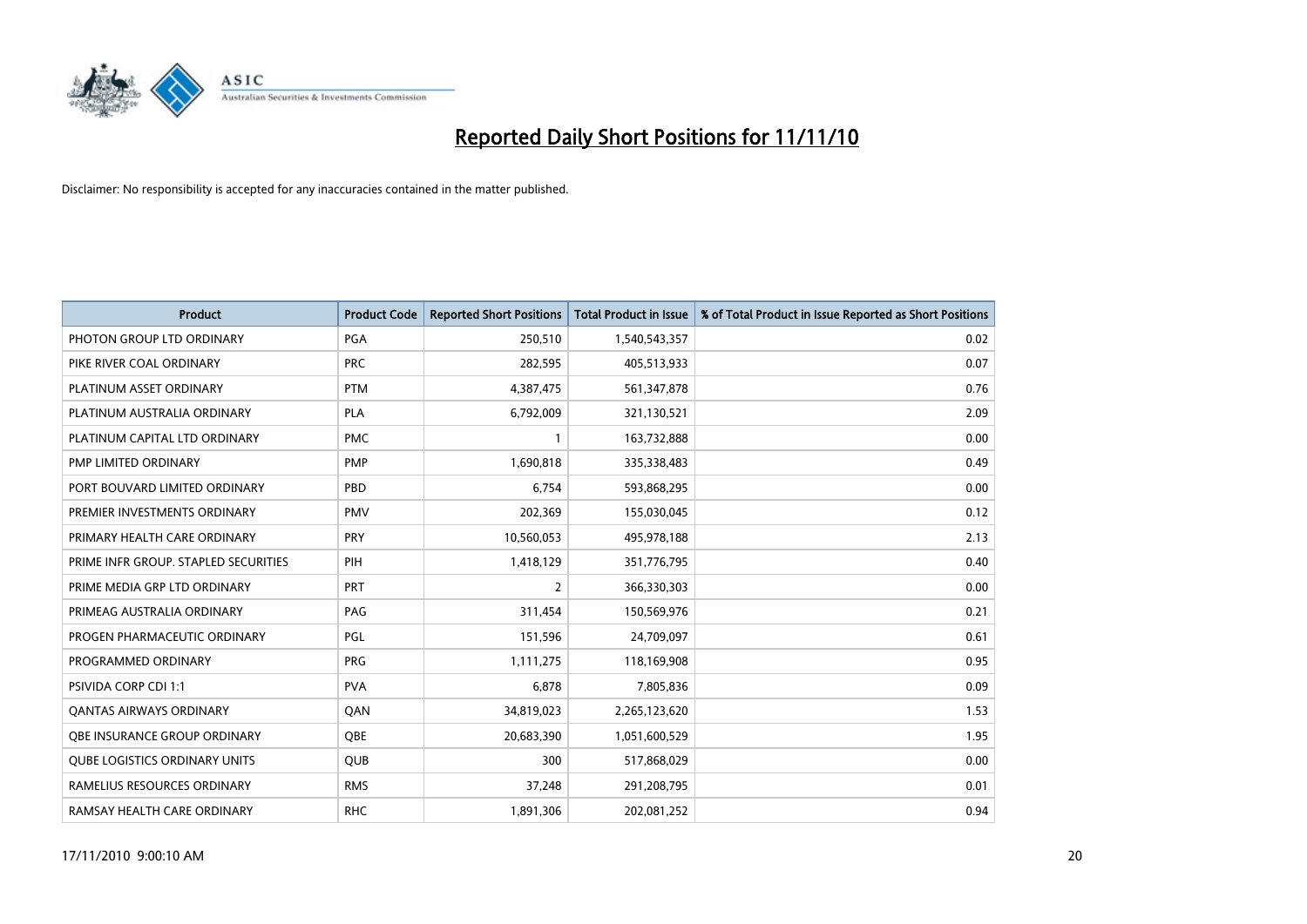# Reported Daily Short Positions for 11/11/10

Disclaimer: No responsibility is accepted for any inaccuracies contained in the matter published.

| Product | Product Code | Reported Short Positions | Total Product in Issue | % of Total Product in Issue Reported as Short Positions |
|---|---|---|---|---|
| PHOTON GROUP LTD ORDINARY | PGA | 250,510 | 1,540,543,357 | 0.02 |
| PIKE RIVER COAL ORDINARY | PRC | 282,595 | 405,513,933 | 0.07 |
| PLATINUM ASSET ORDINARY | PTM | 4,387,475 | 561,347,878 | 0.76 |
| PLATINUM AUSTRALIA ORDINARY | PLA | 6,792,009 | 321,130,521 | 2.09 |
| PLATINUM CAPITAL LTD ORDINARY | PMC | 1 | 163,732,888 | 0.00 |
| PMP LIMITED ORDINARY | PMP | 1,690,818 | 335,338,483 | 0.49 |
| PORT BOUVARD LIMITED ORDINARY | PBD | 6,754 | 593,868,295 | 0.00 |
| PREMIER INVESTMENTS ORDINARY | PMV | 202,369 | 155,030,045 | 0.12 |
| PRIMARY HEALTH CARE ORDINARY | PRY | 10,560,053 | 495,978,188 | 2.13 |
| PRIME INFR GROUP. STAPLED SECURITIES | PIH | 1,418,129 | 351,776,795 | 0.40 |
| PRIME MEDIA GRP LTD ORDINARY | PRT | 2 | 366,330,303 | 0.00 |
| PRIMEAG AUSTRALIA ORDINARY | PAG | 311,454 | 150,569,976 | 0.21 |
| PROGEN PHARMACEUTIC ORDINARY | PGL | 151,596 | 24,709,097 | 0.61 |
| PROGRAMMED ORDINARY | PRG | 1,111,275 | 118,169,908 | 0.95 |
| PSIVIDA CORP CDI 1:1 | PVA | 6,878 | 7,805,836 | 0.09 |
| QANTAS AIRWAYS ORDINARY | QAN | 34,819,023 | 2,265,123,620 | 1.53 |
| QBE INSURANCE GROUP ORDINARY | QBE | 20,683,390 | 1,051,600,529 | 1.95 |
| QUBE LOGISTICS ORDINARY UNITS | QUB | 300 | 517,868,029 | 0.00 |
| RAMELIUS RESOURCES ORDINARY | RMS | 37,248 | 291,208,795 | 0.01 |
| RAMSAY HEALTH CARE ORDINARY | RHC | 1,891,306 | 202,081,252 | 0.94 |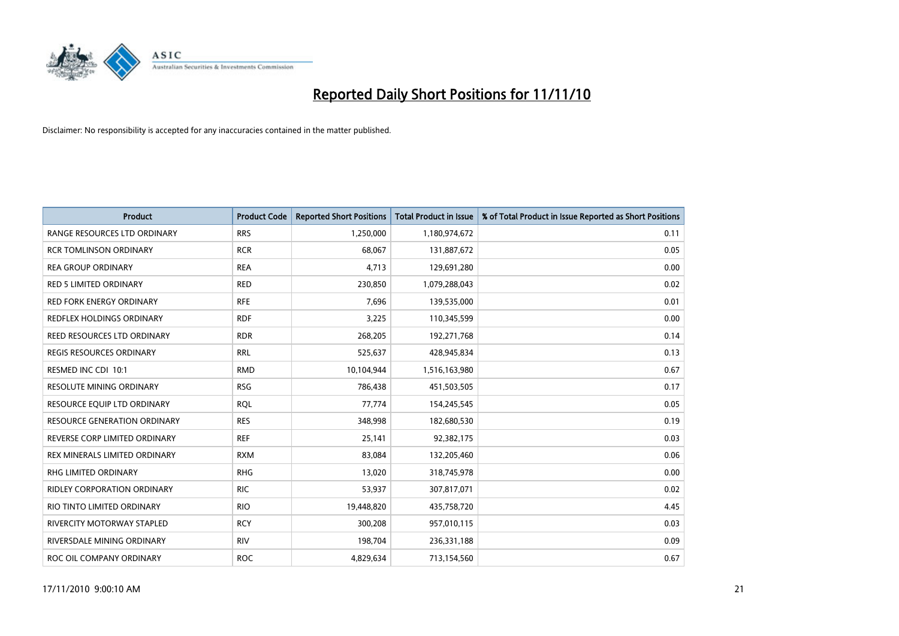# Reported Daily Short Positions for 11/11/10

Disclaimer: No responsibility is accepted for any inaccuracies contained in the matter published.

| Product | Product Code | Reported Short Positions | Total Product in Issue | % of Total Product in Issue Reported as Short Positions |
|---|---|---|---|---|
| RANGE RESOURCES LTD ORDINARY | RRS | 1,250,000 | 1,180,974,672 | 0.11 |
| RCR TOMLINSON ORDINARY | RCR | 68,067 | 131,887,672 | 0.05 |
| REA GROUP ORDINARY | REA | 4,713 | 129,691,280 | 0.00 |
| RED 5 LIMITED ORDINARY | RED | 230,850 | 1,079,288,043 | 0.02 |
| RED FORK ENERGY ORDINARY | RFE | 7,696 | 139,535,000 | 0.01 |
| REDFLEX HOLDINGS ORDINARY | RDF | 3,225 | 110,345,599 | 0.00 |
| REED RESOURCES LTD ORDINARY | RDR | 268,205 | 192,271,768 | 0.14 |
| REGIS RESOURCES ORDINARY | RRL | 525,637 | 428,945,834 | 0.13 |
| RESMED INC CDI 10:1 | RMD | 10,104,944 | 1,516,163,980 | 0.67 |
| RESOLUTE MINING ORDINARY | RSG | 786,438 | 451,503,505 | 0.17 |
| RESOURCE EQUIP LTD ORDINARY | RQL | 77,774 | 154,245,545 | 0.05 |
| RESOURCE GENERATION ORDINARY | RES | 348,998 | 182,680,530 | 0.19 |
| REVERSE CORP LIMITED ORDINARY | REF | 25,141 | 92,382,175 | 0.03 |
| REX MINERALS LIMITED ORDINARY | RXM | 83,084 | 132,205,460 | 0.06 |
| RHG LIMITED ORDINARY | RHG | 13,020 | 318,745,978 | 0.00 |
| RIDLEY CORPORATION ORDINARY | RIC | 53,937 | 307,817,071 | 0.02 |
| RIO TINTO LIMITED ORDINARY | RIO | 19,448,820 | 435,758,720 | 4.45 |
| RIVERCITY MOTORWAY STAPLED | RCY | 300,208 | 957,010,115 | 0.03 |
| RIVERSDALE MINING ORDINARY | RIV | 198,704 | 236,331,188 | 0.09 |
| ROC OIL COMPANY ORDINARY | ROC | 4,829,634 | 713,154,560 | 0.67 |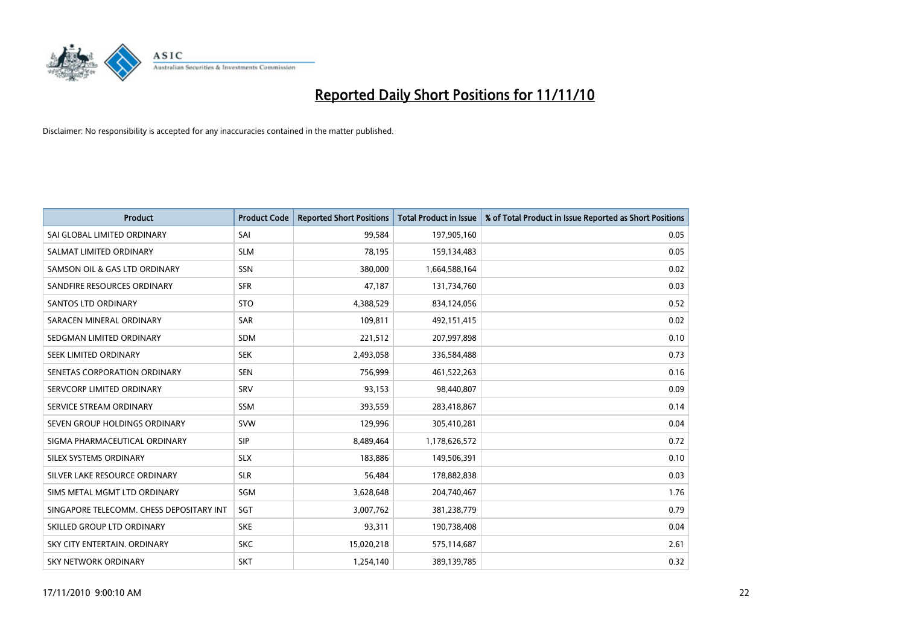# Reported Daily Short Positions for 11/11/10

Disclaimer: No responsibility is accepted for any inaccuracies contained in the matter published.

| Product | Product Code | Reported Short Positions | Total Product in Issue | % of Total Product in Issue Reported as Short Positions |
|---|---|---|---|---|
| SAI GLOBAL LIMITED ORDINARY | SAI | 99,584 | 197,905,160 | 0.05 |
| SALMAT LIMITED ORDINARY | SLM | 78,195 | 159,134,483 | 0.05 |
| SAMSON OIL & GAS LTD ORDINARY | SSN | 380,000 | 1,664,588,164 | 0.02 |
| SANDFIRE RESOURCES ORDINARY | SFR | 47,187 | 131,734,760 | 0.03 |
| SANTOS LTD ORDINARY | STO | 4,388,529 | 834,124,056 | 0.52 |
| SARACEN MINERAL ORDINARY | SAR | 109,811 | 492,151,415 | 0.02 |
| SEDGMAN LIMITED ORDINARY | SDM | 221,512 | 207,997,898 | 0.10 |
| SEEK LIMITED ORDINARY | SEK | 2,493,058 | 336,584,488 | 0.73 |
| SENETAS CORPORATION ORDINARY | SEN | 756,999 | 461,522,263 | 0.16 |
| SERVCORP LIMITED ORDINARY | SRV | 93,153 | 98,440,807 | 0.09 |
| SERVICE STREAM ORDINARY | SSM | 393,559 | 283,418,867 | 0.14 |
| SEVEN GROUP HOLDINGS ORDINARY | SVW | 129,996 | 305,410,281 | 0.04 |
| SIGMA PHARMACEUTICAL ORDINARY | SIP | 8,489,464 | 1,178,626,572 | 0.72 |
| SILEX SYSTEMS ORDINARY | SLX | 183,886 | 149,506,391 | 0.10 |
| SILVER LAKE RESOURCE ORDINARY | SLR | 56,484 | 178,882,838 | 0.03 |
| SIMS METAL MGMT LTD ORDINARY | SGM | 3,628,648 | 204,740,467 | 1.76 |
| SINGAPORE TELECOMM. CHESS DEPOSITARY INT | SGT | 3,007,762 | 381,238,779 | 0.79 |
| SKILLED GROUP LTD ORDINARY | SKE | 93,311 | 190,738,408 | 0.04 |
| SKY CITY ENTERTAIN. ORDINARY | SKC | 15,020,218 | 575,114,687 | 2.61 |
| SKY NETWORK ORDINARY | SKT | 1,254,140 | 389,139,785 | 0.32 |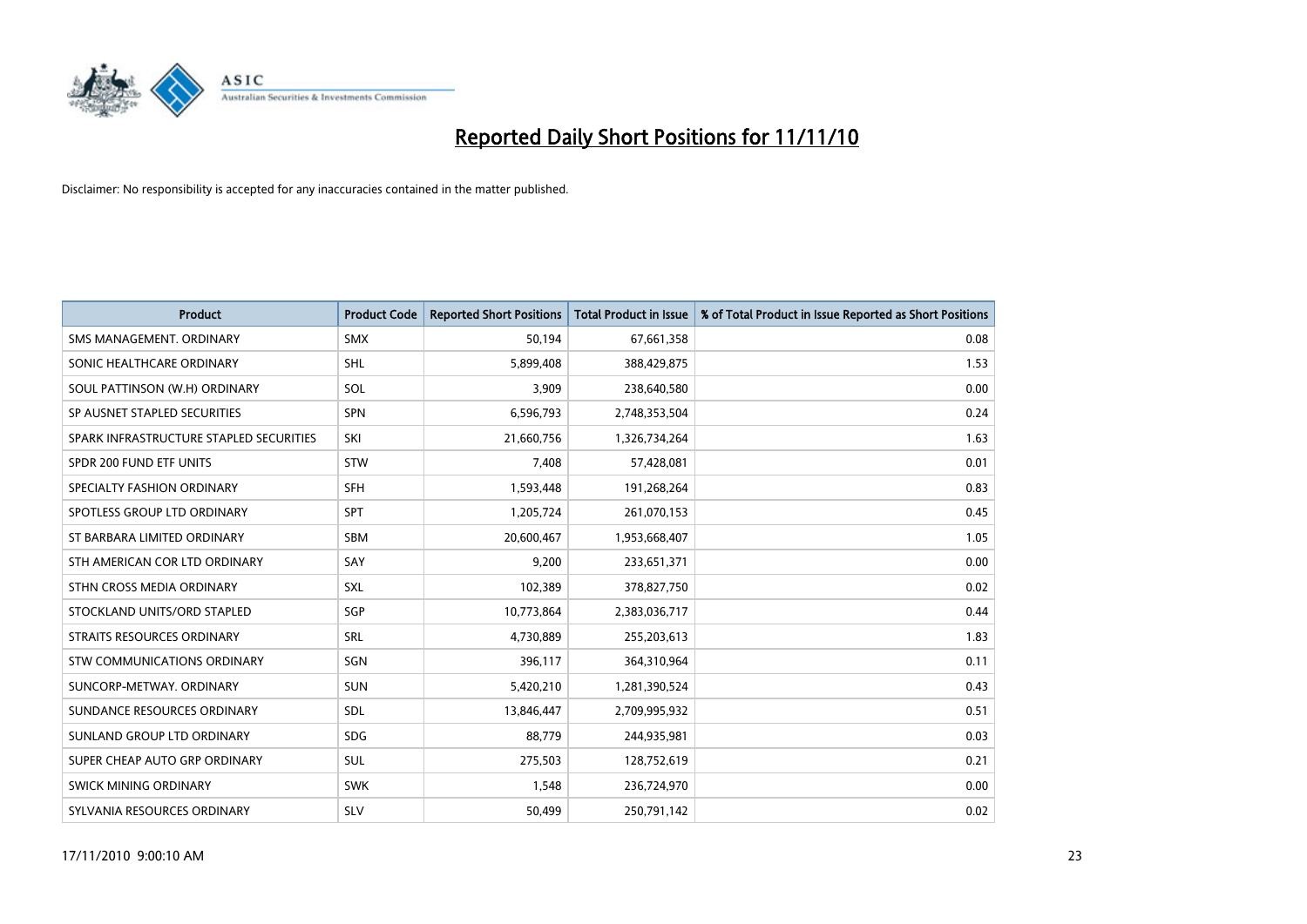# Reported Daily Short Positions for 11/11/10

Disclaimer: No responsibility is accepted for any inaccuracies contained in the matter published.

| Product | Product Code | Reported Short Positions | Total Product in Issue | % of Total Product in Issue Reported as Short Positions |
|---|---|---|---|---|
| SMS MANAGEMENT. ORDINARY | SMX | 50,194 | 67,661,358 | 0.08 |
| SONIC HEALTHCARE ORDINARY | SHL | 5,899,408 | 388,429,875 | 1.53 |
| SOUL PATTINSON (W.H) ORDINARY | SOL | 3,909 | 238,640,580 | 0.00 |
| SP AUSNET STAPLED SECURITIES | SPN | 6,596,793 | 2,748,353,504 | 0.24 |
| SPARK INFRASTRUCTURE STAPLED SECURITIES | SKI | 21,660,756 | 1,326,734,264 | 1.63 |
| SPDR 200 FUND ETF UNITS | STW | 7,408 | 57,428,081 | 0.01 |
| SPECIALTY FASHION ORDINARY | SFH | 1,593,448 | 191,268,264 | 0.83 |
| SPOTLESS GROUP LTD ORDINARY | SPT | 1,205,724 | 261,070,153 | 0.45 |
| ST BARBARA LIMITED ORDINARY | SBM | 20,600,467 | 1,953,668,407 | 1.05 |
| STH AMERICAN COR LTD ORDINARY | SAY | 9,200 | 233,651,371 | 0.00 |
| STHN CROSS MEDIA ORDINARY | SXL | 102,389 | 378,827,750 | 0.02 |
| STOCKLAND UNITS/ORD STAPLED | SGP | 10,773,864 | 2,383,036,717 | 0.44 |
| STRAITS RESOURCES ORDINARY | SRL | 4,730,889 | 255,203,613 | 1.83 |
| STW COMMUNICATIONS ORDINARY | SGN | 396,117 | 364,310,964 | 0.11 |
| SUNCORP-METWAY. ORDINARY | SUN | 5,420,210 | 1,281,390,524 | 0.43 |
| SUNDANCE RESOURCES ORDINARY | SDL | 13,846,447 | 2,709,995,932 | 0.51 |
| SUNLAND GROUP LTD ORDINARY | SDG | 88,779 | 244,935,981 | 0.03 |
| SUPER CHEAP AUTO GRP ORDINARY | SUL | 275,503 | 128,752,619 | 0.21 |
| SWICK MINING ORDINARY | SWK | 1,548 | 236,724,970 | 0.00 |
| SYLVANIA RESOURCES ORDINARY | SLV | 50,499 | 250,791,142 | 0.02 |

17/11/2010 9:00:10 AM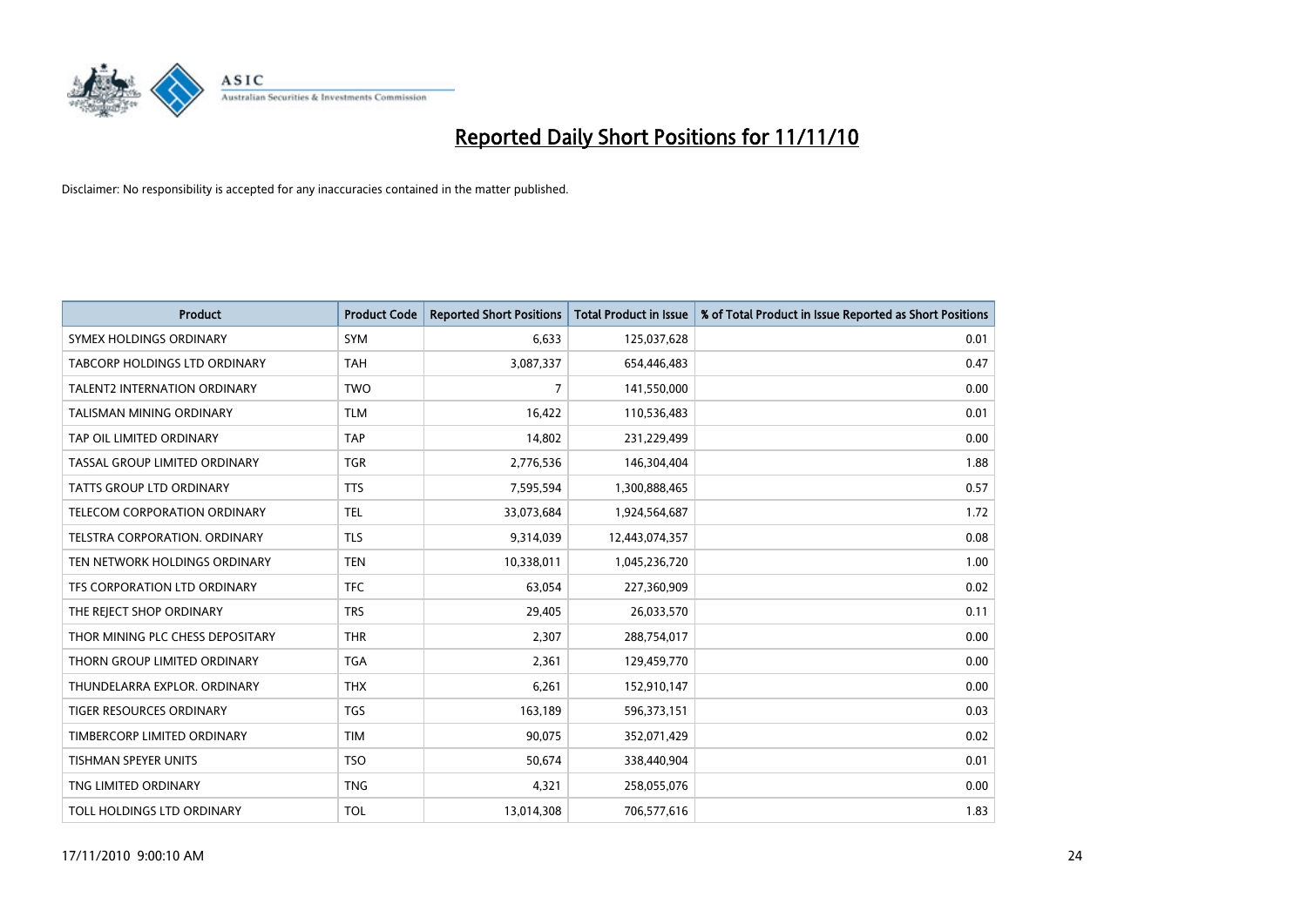# Reported Daily Short Positions for 11/11/10

Disclaimer: No responsibility is accepted for any inaccuracies contained in the matter published.

| Product | Product Code | Reported Short Positions | Total Product in Issue | % of Total Product in Issue Reported as Short Positions |
|---|---|---|---|---|
| SYMEX HOLDINGS ORDINARY | SYM | 6,633 | 125,037,628 | 0.01 |
| TABCORP HOLDINGS LTD ORDINARY | TAH | 3,087,337 | 654,446,483 | 0.47 |
| TALENT2 INTERNATION ORDINARY | TWO | 7 | 141,550,000 | 0.00 |
| TALISMAN MINING ORDINARY | TLM | 16,422 | 110,536,483 | 0.01 |
| TAP OIL LIMITED ORDINARY | TAP | 14,802 | 231,229,499 | 0.00 |
| TASSAL GROUP LIMITED ORDINARY | TGR | 2,776,536 | 146,304,404 | 1.88 |
| TATTS GROUP LTD ORDINARY | TTS | 7,595,594 | 1,300,888,465 | 0.57 |
| TELECOM CORPORATION ORDINARY | TEL | 33,073,684 | 1,924,564,687 | 1.72 |
| TELSTRA CORPORATION. ORDINARY | TLS | 9,314,039 | 12,443,074,357 | 0.08 |
| TEN NETWORK HOLDINGS ORDINARY | TEN | 10,338,011 | 1,045,236,720 | 1.00 |
| TFS CORPORATION LTD ORDINARY | TFC | 63,054 | 227,360,909 | 0.02 |
| THE REJECT SHOP ORDINARY | TRS | 29,405 | 26,033,570 | 0.11 |
| THOR MINING PLC CHESS DEPOSITARY | THR | 2,307 | 288,754,017 | 0.00 |
| THORN GROUP LIMITED ORDINARY | TGA | 2,361 | 129,459,770 | 0.00 |
| THUNDELARRA EXPLOR. ORDINARY | THX | 6,261 | 152,910,147 | 0.00 |
| TIGER RESOURCES ORDINARY | TGS | 163,189 | 596,373,151 | 0.03 |
| TIMBERCORP LIMITED ORDINARY | TIM | 90,075 | 352,071,429 | 0.02 |
| TISHMAN SPEYER UNITS | TSO | 50,674 | 338,440,904 | 0.01 |
| TNG LIMITED ORDINARY | TNG | 4,321 | 258,055,076 | 0.00 |
| TOLL HOLDINGS LTD ORDINARY | TOL | 13,014,308 | 706,577,616 | 1.83 |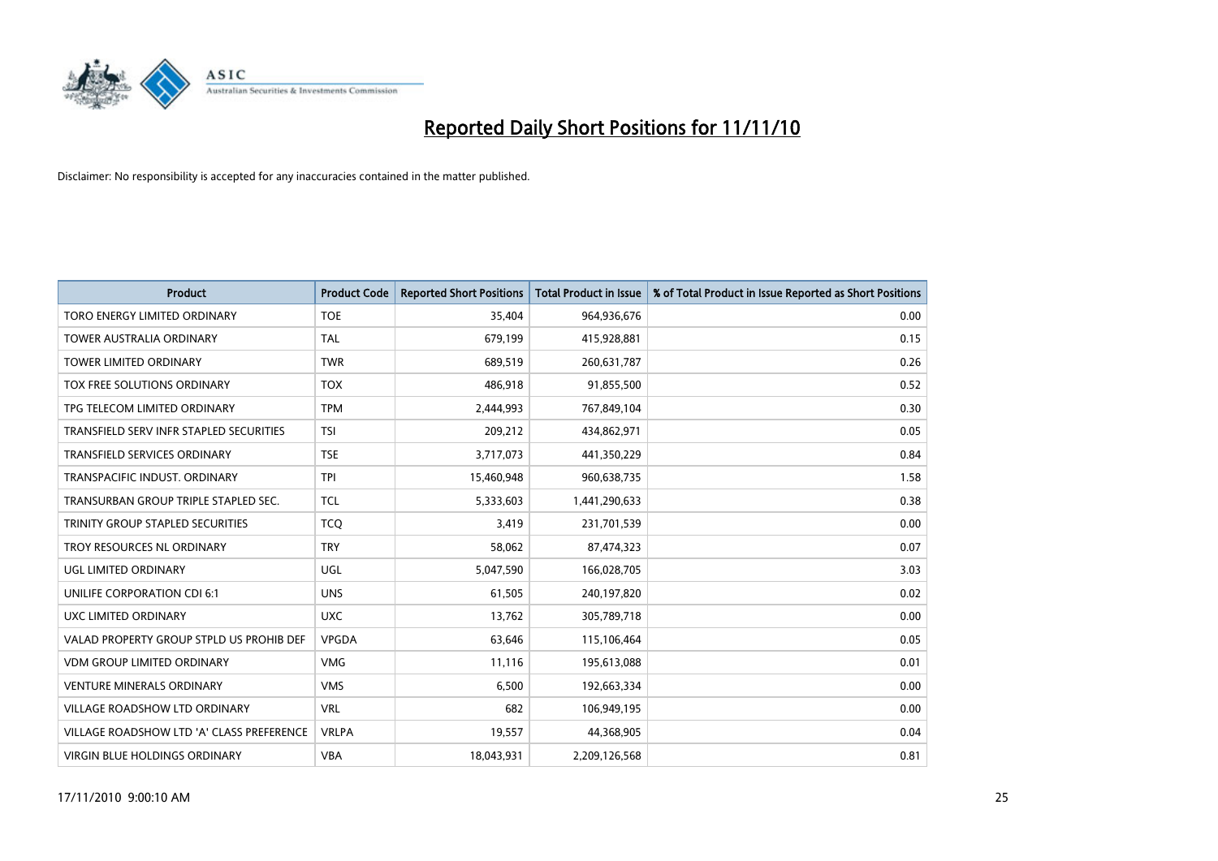# Reported Daily Short Positions for 11/11/10

Disclaimer: No responsibility is accepted for any inaccuracies contained in the matter published.

| Product | Product Code | Reported Short Positions | Total Product in Issue | % of Total Product in Issue Reported as Short Positions |
| --- | --- | --- | --- | --- |
| TORO ENERGY LIMITED ORDINARY | TOE | 35,404 | 964,936,676 | 0.00 |
| TOWER AUSTRALIA ORDINARY | TAL | 679,199 | 415,928,881 | 0.15 |
| TOWER LIMITED ORDINARY | TWR | 689,519 | 260,631,787 | 0.26 |
| TOX FREE SOLUTIONS ORDINARY | TOX | 486,918 | 91,855,500 | 0.52 |
| TPG TELECOM LIMITED ORDINARY | TPM | 2,444,993 | 767,849,104 | 0.30 |
| TRANSFIELD SERV INFR STAPLED SECURITIES | TSI | 209,212 | 434,862,971 | 0.05 |
| TRANSFIELD SERVICES ORDINARY | TSE | 3,717,073 | 441,350,229 | 0.84 |
| TRANSPACIFIC INDUST. ORDINARY | TPI | 15,460,948 | 960,638,735 | 1.58 |
| TRANSURBAN GROUP TRIPLE STAPLED SEC. | TCL | 5,333,603 | 1,441,290,633 | 0.38 |
| TRINITY GROUP STAPLED SECURITIES | TCQ | 3,419 | 231,701,539 | 0.00 |
| TROY RESOURCES NL ORDINARY | TRY | 58,062 | 87,474,323 | 0.07 |
| UGL LIMITED ORDINARY | UGL | 5,047,590 | 166,028,705 | 3.03 |
| UNILIFE CORPORATION CDI 6:1 | UNS | 61,505 | 240,197,820 | 0.02 |
| UXC LIMITED ORDINARY | UXC | 13,762 | 305,789,718 | 0.00 |
| VALAD PROPERTY GROUP STPLD US PROHIB DEF | VPGDA | 63,646 | 115,106,464 | 0.05 |
| VDM GROUP LIMITED ORDINARY | VMG | 11,116 | 195,613,088 | 0.01 |
| VENTURE MINERALS ORDINARY | VMS | 6,500 | 192,663,334 | 0.00 |
| VILLAGE ROADSHOW LTD ORDINARY | VRL | 682 | 106,949,195 | 0.00 |
| VILLAGE ROADSHOW LTD 'A' CLASS PREFERENCE | VRLPA | 19,557 | 44,368,905 | 0.04 |
| VIRGIN BLUE HOLDINGS ORDINARY | VBA | 18,043,931 | 2,209,126,568 | 0.81 |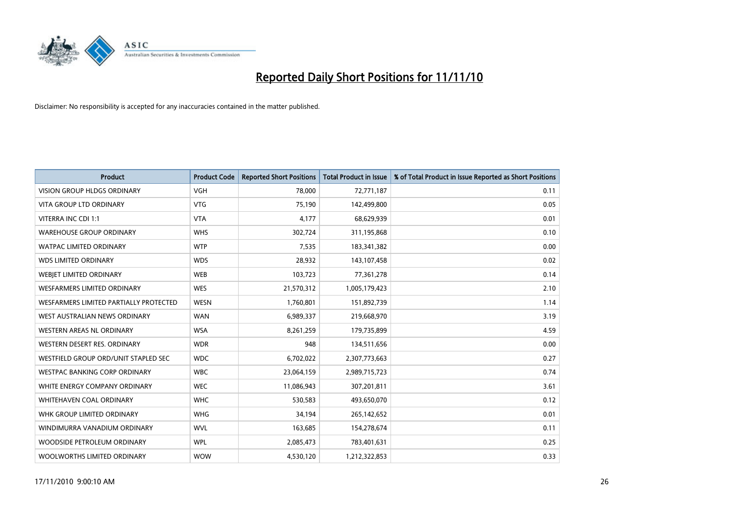# Reported Daily Short Positions for 11/11/10

Disclaimer: No responsibility is accepted for any inaccuracies contained in the matter published.

| Product | Product Code | Reported Short Positions | Total Product in Issue | % of Total Product in Issue Reported as Short Positions |
|---|---|---|---|---|
| VISION GROUP HLDGS ORDINARY | VGH | 78,000 | 72,771,187 | 0.11 |
| VITA GROUP LTD ORDINARY | VTG | 75,190 | 142,499,800 | 0.05 |
| VITERRA INC CDI 1:1 | VTA | 4,177 | 68,629,939 | 0.01 |
| WAREHOUSE GROUP ORDINARY | WHS | 302,724 | 311,195,868 | 0.10 |
| WATPAC LIMITED ORDINARY | WTP | 7,535 | 183,341,382 | 0.00 |
| WDS LIMITED ORDINARY | WDS | 28,932 | 143,107,458 | 0.02 |
| WEBJET LIMITED ORDINARY | WEB | 103,723 | 77,361,278 | 0.14 |
| WESFARMERS LIMITED ORDINARY | WES | 21,570,312 | 1,005,179,423 | 2.10 |
| WESFARMERS LIMITED PARTIALLY PROTECTED | WESN | 1,760,801 | 151,892,739 | 1.14 |
| WEST AUSTRALIAN NEWS ORDINARY | WAN | 6,989,337 | 219,668,970 | 3.19 |
| WESTERN AREAS NL ORDINARY | WSA | 8,261,259 | 179,735,899 | 4.59 |
| WESTERN DESERT RES. ORDINARY | WDR | 948 | 134,511,656 | 0.00 |
| WESTFIELD GROUP ORD/UNIT STAPLED SEC | WDC | 6,702,022 | 2,307,773,663 | 0.27 |
| WESTPAC BANKING CORP ORDINARY | WBC | 23,064,159 | 2,989,715,723 | 0.74 |
| WHITE ENERGY COMPANY ORDINARY | WEC | 11,086,943 | 307,201,811 | 3.61 |
| WHITEHAVEN COAL ORDINARY | WHC | 530,583 | 493,650,070 | 0.12 |
| WHK GROUP LIMITED ORDINARY | WHG | 34,194 | 265,142,652 | 0.01 |
| WINDIMURRA VANADIUM ORDINARY | WVL | 163,685 | 154,278,674 | 0.11 |
| WOODSIDE PETROLEUM ORDINARY | WPL | 2,085,473 | 783,401,631 | 0.25 |
| WOOLWORTHS LIMITED ORDINARY | WOW | 4,530,120 | 1,212,322,853 | 0.33 |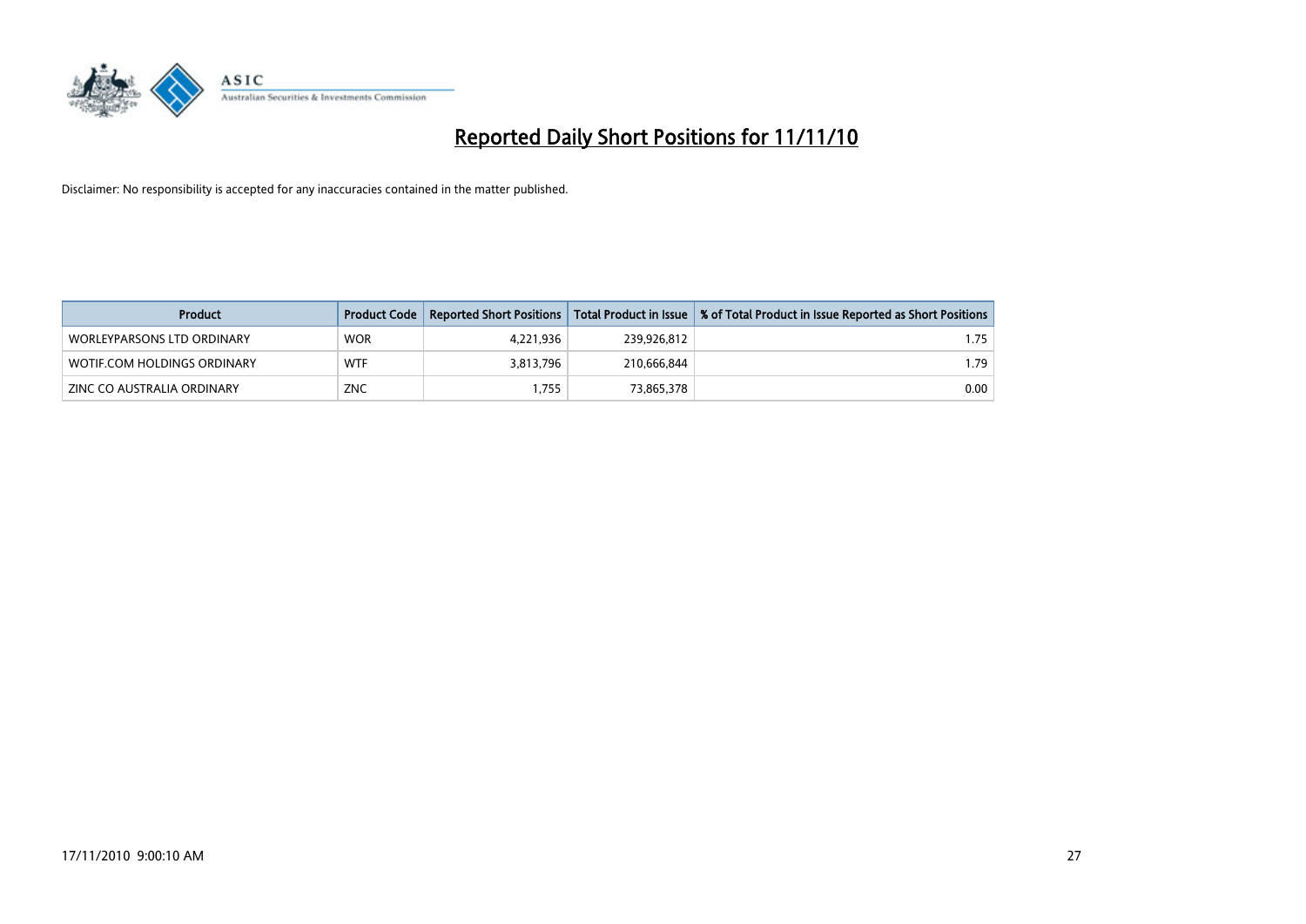# Reported Daily Short Positions for 11/11/10

Disclaimer: No responsibility is accepted for any inaccuracies contained in the matter published.

| Product | Product Code | Reported Short Positions | Total Product in Issue | % of Total Product in Issue Reported as Short Positions |
|---|---|---|---|---|
| WORLEYPARSONS LTD ORDINARY | WOR | 4,221,936 | 239,926,812 | 1.75 |
| WOTIF.COM HOLDINGS ORDINARY | WTF | 3,813,796 | 210,666,844 | 1.79 |
| ZINC CO AUSTRALIA ORDINARY | ZNC | 1,755 | 73,865,378 | 0.00 |

17/11/2010 9:00:10 AM